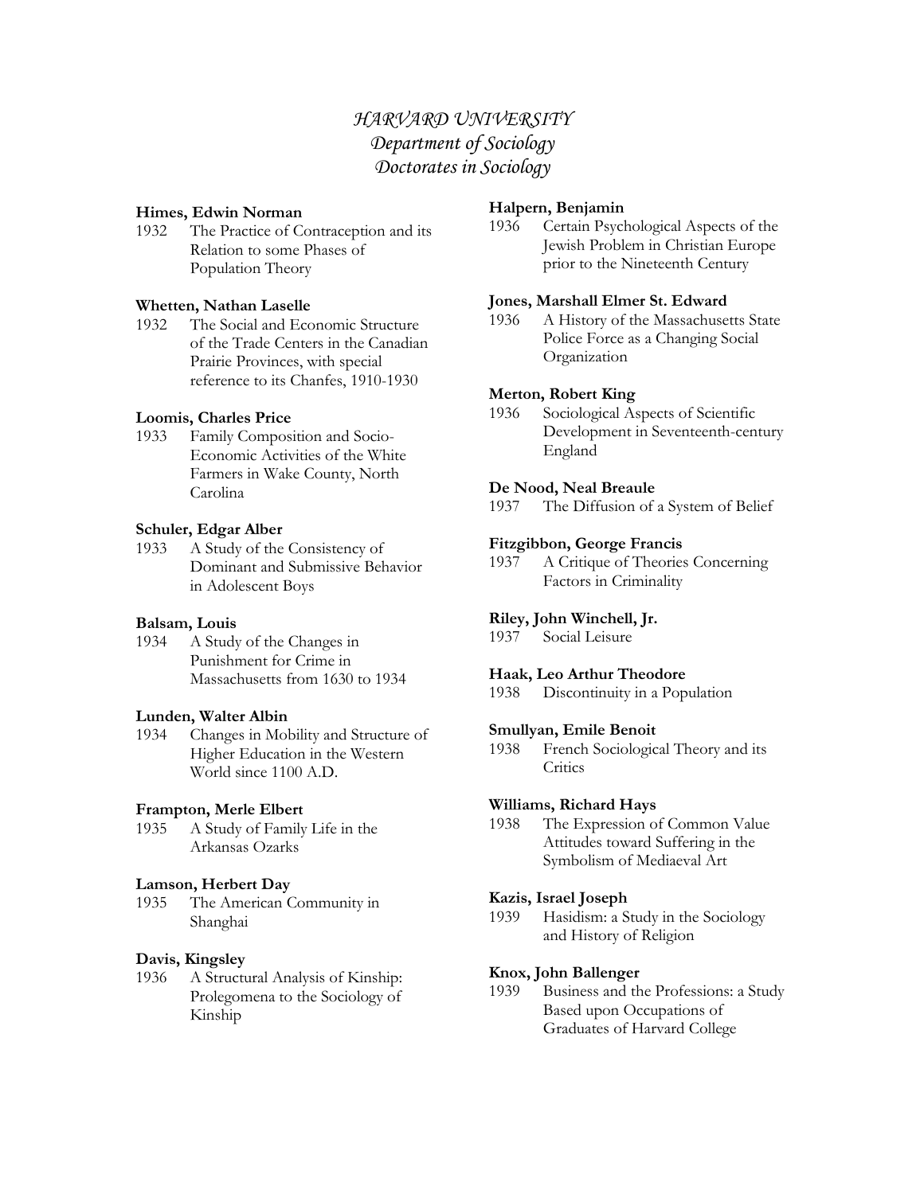*HARVARD UNIVERSITY*
*Department of Sociology*
*Doctorates in Sociology*

**Himes, Edwin Norman**
1932 The Practice of Contraception and its Relation to some Phases of Population Theory

**Whetten, Nathan Laselle**
1932 The Social and Economic Structure of the Trade Centers in the Canadian Prairie Provinces, with special reference to its Chanfes, 1910-1930

**Loomis, Charles Price**
1933 Family Composition and Socio-Economic Activities of the White Farmers in Wake County, North Carolina

**Schuler, Edgar Alber**
1933 A Study of the Consistency of Dominant and Submissive Behavior in Adolescent Boys

**Balsam, Louis**
1934 A Study of the Changes in Punishment for Crime in Massachusetts from 1630 to 1934

**Lunden, Walter Albin**
1934 Changes in Mobility and Structure of Higher Education in the Western World since 1100 A.D.

**Frampton, Merle Elbert**
1935 A Study of Family Life in the Arkansas Ozarks

**Lamson, Herbert Day**
1935 The American Community in Shanghai

**Davis, Kingsley**
1936 A Structural Analysis of Kinship: Prolegomena to the Sociology of Kinship

**Halpern, Benjamin**
1936 Certain Psychological Aspects of the Jewish Problem in Christian Europe prior to the Nineteenth Century

**Jones, Marshall Elmer St. Edward**
1936 A History of the Massachusetts State Police Force as a Changing Social Organization

**Merton, Robert King**
1936 Sociological Aspects of Scientific Development in Seventeenth-century England

**De Nood, Neal Breaule**
1937 The Diffusion of a System of Belief

**Fitzgibbon, George Francis**
1937 A Critique of Theories Concerning Factors in Criminality

**Riley, John Winchell, Jr.**
1937 Social Leisure

**Haak, Leo Arthur Theodore**
1938 Discontinuity in a Population

**Smullyan, Emile Benoit**
1938 French Sociological Theory and its Critics

**Williams, Richard Hays**
1938 The Expression of Common Value Attitudes toward Suffering in the Symbolism of Mediaeval Art

**Kazis, Israel Joseph**
1939 Hasidism: a Study in the Sociology and History of Religion

**Knox, John Ballenger**
1939 Business and the Professions: a Study Based upon Occupations of Graduates of Harvard College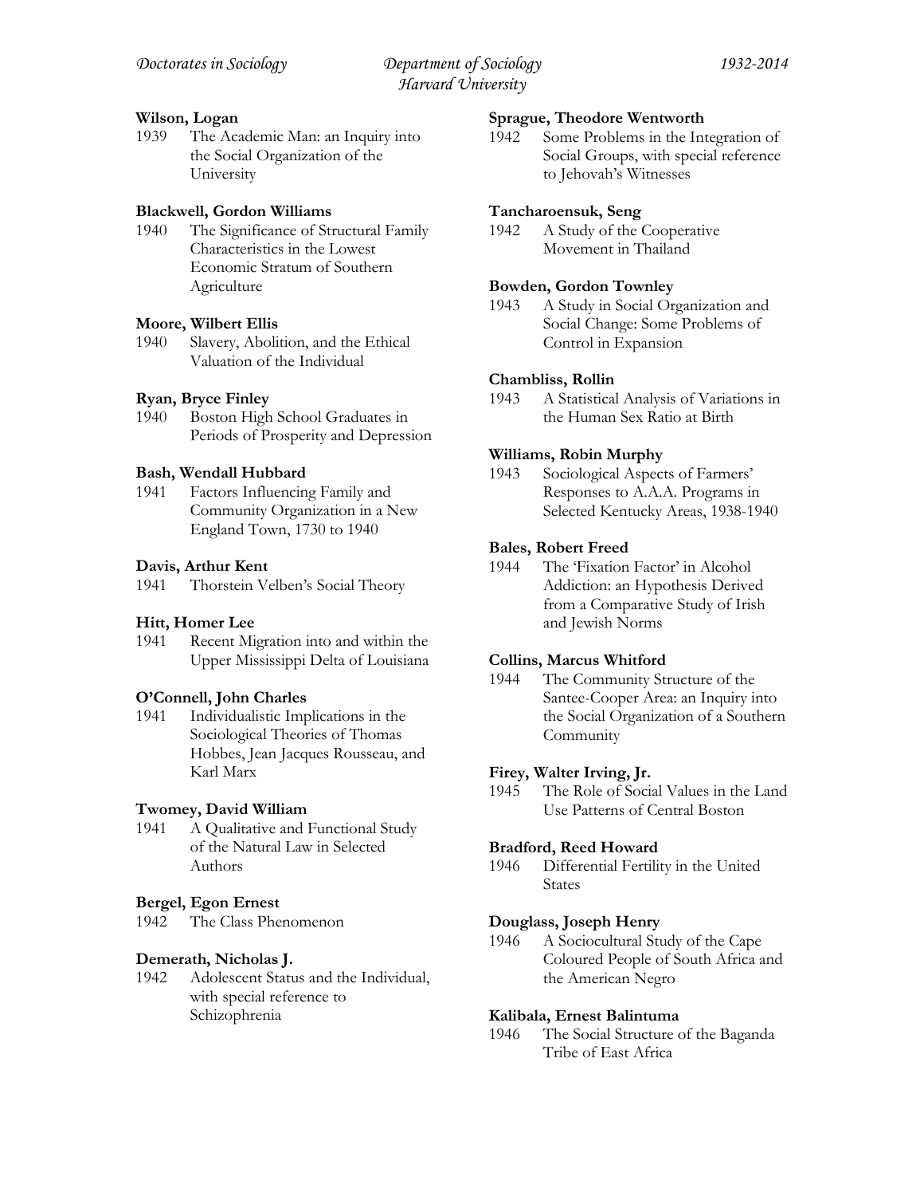**Wilson, Logan**
1939 The Academic Man: an Inquiry into the Social Organization of the University

**Blackwell, Gordon Williams**
1940 The Significance of Structural Family Characteristics in the Lowest Economic Stratum of Southern Agriculture

**Moore, Wilbert Ellis**
1940 Slavery, Abolition, and the Ethical Valuation of the Individual

**Ryan, Bryce Finley**
1940 Boston High School Graduates in Periods of Prosperity and Depression

**Bash, Wendall Hubbard**
1941 Factors Influencing Family and Community Organization in a New England Town, 1730 to 1940

**Davis, Arthur Kent**
1941 Thorstein Velben's Social Theory

**Hitt, Homer Lee**
1941 Recent Migration into and within the Upper Mississippi Delta of Louisiana

**O'Connell, John Charles**
1941 Individualistic Implications in the Sociological Theories of Thomas Hobbes, Jean Jacques Rousseau, and Karl Marx

**Twomey, David William**
1941 A Qualitative and Functional Study of the Natural Law in Selected Authors

**Bergel, Egon Ernest**
1942 The Class Phenomenon

**Demerath, Nicholas J.**
1942 Adolescent Status and the Individual, with special reference to Schizophrenia

**Sprague, Theodore Wentworth**
1942 Some Problems in the Integration of Social Groups, with special reference to Jehovah's Witnesses

**Tancharoensuk, Seng**
1942 A Study of the Cooperative Movement in Thailand

**Bowden, Gordon Townley**
1943 A Study in Social Organization and Social Change: Some Problems of Control in Expansion

**Chambliss, Rollin**
1943 A Statistical Analysis of Variations in the Human Sex Ratio at Birth

**Williams, Robin Murphy**
1943 Sociological Aspects of Farmers' Responses to A.A.A. Programs in Selected Kentucky Areas, 1938-1940

**Bales, Robert Freed**
1944 The 'Fixation Factor' in Alcohol Addiction: an Hypothesis Derived from a Comparative Study of Irish and Jewish Norms

**Collins, Marcus Whitford**
1944 The Community Structure of the Santee-Cooper Area: an Inquiry into the Social Organization of a Southern Community

**Firey, Walter Irving, Jr.**
1945 The Role of Social Values in the Land Use Patterns of Central Boston

**Bradford, Reed Howard**
1946 Differential Fertility in the United States

**Douglass, Joseph Henry**
1946 A Sociocultural Study of the Cape Coloured People of South Africa and the American Negro

**Kalibala, Ernest Balintuma**
1946 The Social Structure of the Baganda Tribe of East Africa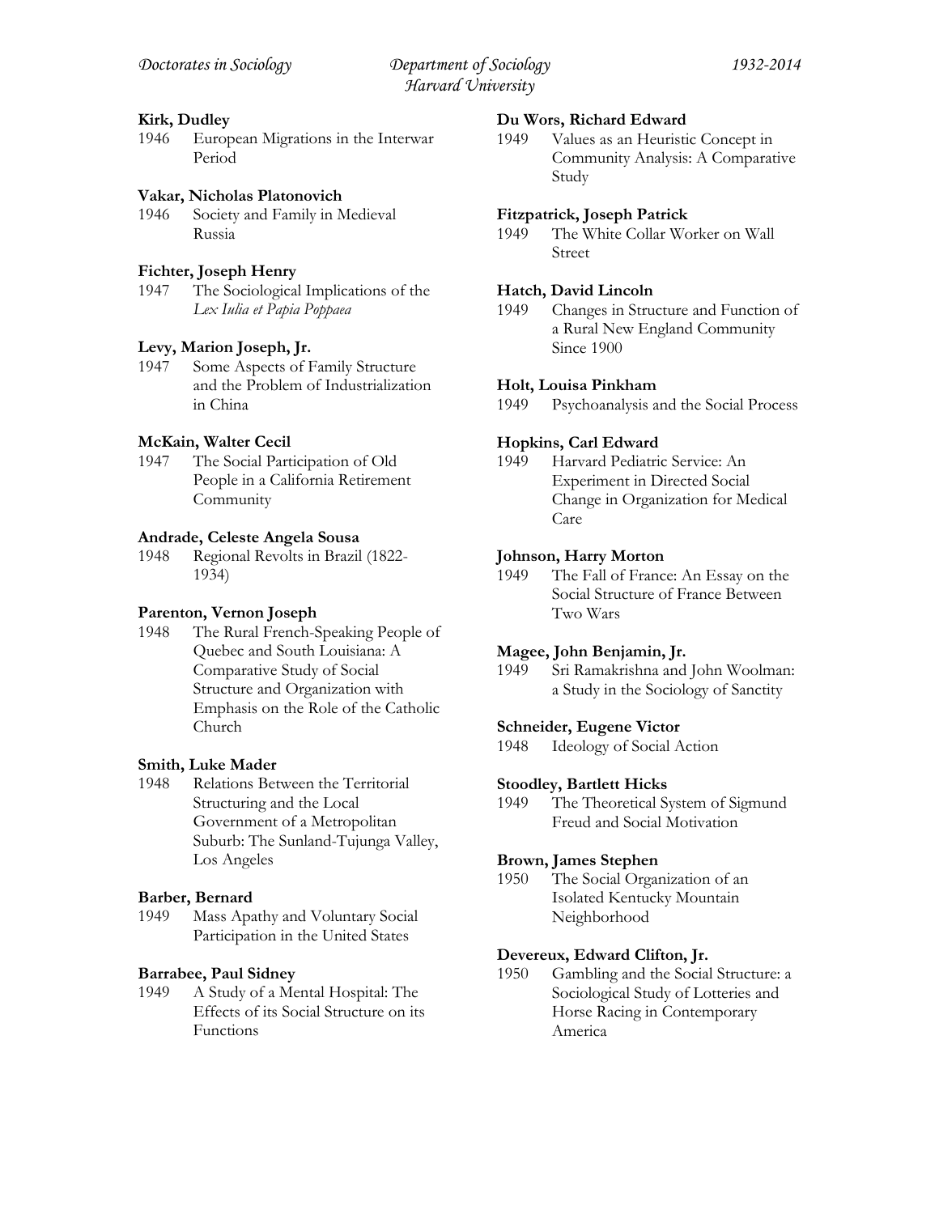**Kirk, Dudley**
1946 European Migrations in the Interwar Period

**Vakar, Nicholas Platonovich**
1946 Society and Family in Medieval Russia

**Fichter, Joseph Henry**
1947 The Sociological Implications of the *Lex Iulia et Papia Poppaea*

**Levy, Marion Joseph, Jr.**
1947 Some Aspects of Family Structure and the Problem of Industrialization in China

**McKain, Walter Cecil**
1947 The Social Participation of Old People in a California Retirement Community

**Andrade, Celeste Angela Sousa**
1948 Regional Revolts in Brazil (1822-1934)

**Parenton, Vernon Joseph**
1948 The Rural French-Speaking People of Quebec and South Louisiana: A Comparative Study of Social Structure and Organization with Emphasis on the Role of the Catholic Church

**Smith, Luke Mader**
1948 Relations Between the Territorial Structuring and the Local Government of a Metropolitan Suburb: The Sunland-Tujunga Valley, Los Angeles

**Barber, Bernard**
1949 Mass Apathy and Voluntary Social Participation in the United States

**Barrabee, Paul Sidney**
1949 A Study of a Mental Hospital: The Effects of its Social Structure on its Functions

**Du Wors, Richard Edward**
1949 Values as an Heuristic Concept in Community Analysis: A Comparative Study

**Fitzpatrick, Joseph Patrick**
1949 The White Collar Worker on Wall Street

**Hatch, David Lincoln**
1949 Changes in Structure and Function of a Rural New England Community Since 1900

**Holt, Louisa Pinkham**
1949 Psychoanalysis and the Social Process

**Hopkins, Carl Edward**
1949 Harvard Pediatric Service: An Experiment in Directed Social Change in Organization for Medical Care

**Johnson, Harry Morton**
1949 The Fall of France: An Essay on the Social Structure of France Between Two Wars

**Magee, John Benjamin, Jr.**
1949 Sri Ramakrishna and John Woolman: a Study in the Sociology of Sanctity

**Schneider, Eugene Victor**
1948 Ideology of Social Action

**Stoodley, Bartlett Hicks**
1949 The Theoretical System of Sigmund Freud and Social Motivation

**Brown, James Stephen**
1950 The Social Organization of an Isolated Kentucky Mountain Neighborhood

**Devereux, Edward Clifton, Jr.**
1950 Gambling and the Social Structure: a Sociological Study of Lotteries and Horse Racing in Contemporary America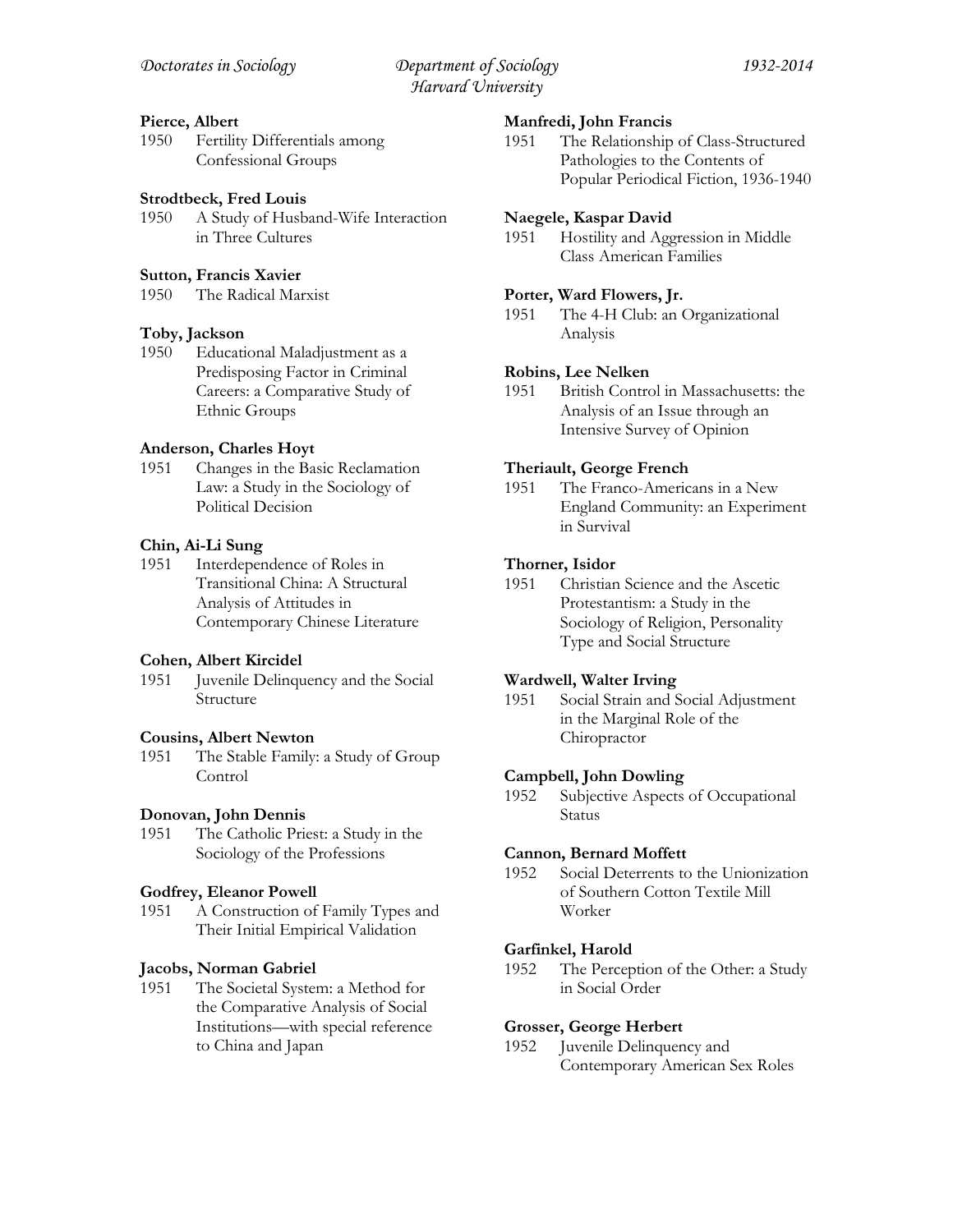**Pierce, Albert**
1950 Fertility Differentials among Confessional Groups

**Strodtbeck, Fred Louis**
1950 A Study of Husband-Wife Interaction in Three Cultures

**Sutton, Francis Xavier**
1950 The Radical Marxist

**Toby, Jackson**
1950 Educational Maladjustment as a Predisposing Factor in Criminal Careers: a Comparative Study of Ethnic Groups

**Anderson, Charles Hoyt**
1951 Changes in the Basic Reclamation Law: a Study in the Sociology of Political Decision

**Chin, Ai-Li Sung**
1951 Interdependence of Roles in Transitional China: A Structural Analysis of Attitudes in Contemporary Chinese Literature

**Cohen, Albert Kircidel**
1951 Juvenile Delinquency and the Social Structure

**Cousins, Albert Newton**
1951 The Stable Family: a Study of Group Control

**Donovan, John Dennis**
1951 The Catholic Priest: a Study in the Sociology of the Professions

**Godfrey, Eleanor Powell**
1951 A Construction of Family Types and Their Initial Empirical Validation

**Jacobs, Norman Gabriel**
1951 The Societal System: a Method for the Comparative Analysis of Social Institutions—with special reference to China and Japan

**Manfredi, John Francis**
1951 The Relationship of Class-Structured Pathologies to the Contents of Popular Periodical Fiction, 1936-1940

**Naegele, Kaspar David**
1951 Hostility and Aggression in Middle Class American Families

**Porter, Ward Flowers, Jr.**
1951 The 4-H Club: an Organizational Analysis

**Robins, Lee Nelken**
1951 British Control in Massachusetts: the Analysis of an Issue through an Intensive Survey of Opinion

**Theriault, George French**
1951 The Franco-Americans in a New England Community: an Experiment in Survival

**Thorner, Isidor**
1951 Christian Science and the Ascetic Protestantism: a Study in the Sociology of Religion, Personality Type and Social Structure

**Wardwell, Walter Irving**
1951 Social Strain and Social Adjustment in the Marginal Role of the Chiropractor

**Campbell, John Dowling**
1952 Subjective Aspects of Occupational Status

**Cannon, Bernard Moffett**
1952 Social Deterrents to the Unionization of Southern Cotton Textile Mill Worker

**Garfinkel, Harold**
1952 The Perception of the Other: a Study in Social Order

**Grosser, George Herbert**
1952 Juvenile Delinquency and Contemporary American Sex Roles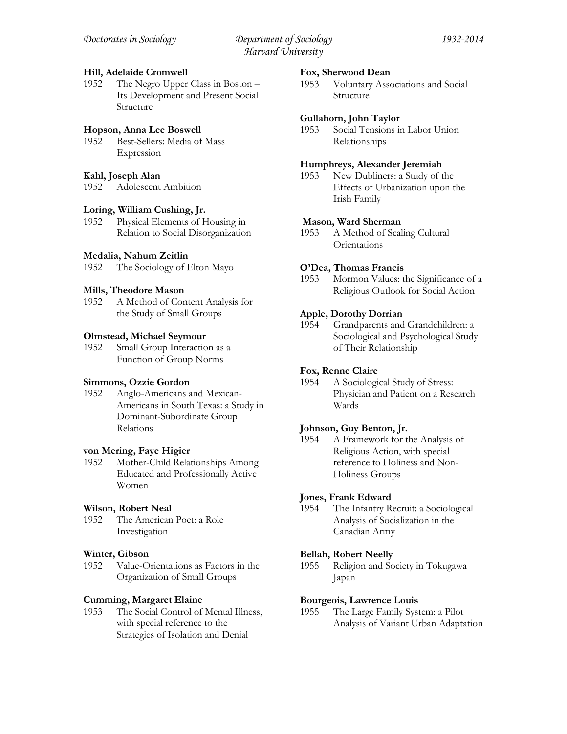**Hill, Adelaide Cromwell**
1952 The Negro Upper Class in Boston – Its Development and Present Social Structure

**Hopson, Anna Lee Boswell**
1952 Best-Sellers: Media of Mass Expression

**Kahl, Joseph Alan**
1952 Adolescent Ambition

**Loring, William Cushing, Jr.**
1952 Physical Elements of Housing in Relation to Social Disorganization

**Medalia, Nahum Zeitlin**
1952 The Sociology of Elton Mayo

**Mills, Theodore Mason**
1952 A Method of Content Analysis for the Study of Small Groups

**Olmstead, Michael Seymour**
1952 Small Group Interaction as a Function of Group Norms

**Simmons, Ozzie Gordon**
1952 Anglo-Americans and Mexican-Americans in South Texas: a Study in Dominant-Subordinate Group Relations

**von Mering, Faye Higier**
1952 Mother-Child Relationships Among Educated and Professionally Active Women

**Wilson, Robert Neal**
1952 The American Poet: a Role Investigation

**Winter, Gibson**
1952 Value-Orientations as Factors in the Organization of Small Groups

**Cumming, Margaret Elaine**
1953 The Social Control of Mental Illness, with special reference to the Strategies of Isolation and Denial

**Fox, Sherwood Dean**
1953 Voluntary Associations and Social Structure

**Gullahorn, John Taylor**
1953 Social Tensions in Labor Union Relationships

**Humphreys, Alexander Jeremiah**
1953 New Dubliners: a Study of the Effects of Urbanization upon the Irish Family

**Mason, Ward Sherman**
1953 A Method of Scaling Cultural Orientations

**O'Dea, Thomas Francis**
1953 Mormon Values: the Significance of a Religious Outlook for Social Action

**Apple, Dorothy Dorrian**
1954 Grandparents and Grandchildren: a Sociological and Psychological Study of Their Relationship

**Fox, Renne Claire**
1954 A Sociological Study of Stress: Physician and Patient on a Research Wards

**Johnson, Guy Benton, Jr.**
1954 A Framework for the Analysis of Religious Action, with special reference to Holiness and Non-Holiness Groups

**Jones, Frank Edward**
1954 The Infantry Recruit: a Sociological Analysis of Socialization in the Canadian Army

**Bellah, Robert Neelly**
1955 Religion and Society in Tokugawa Japan

**Bourgeois, Lawrence Louis**
1955 The Large Family System: a Pilot Analysis of Variant Urban Adaptation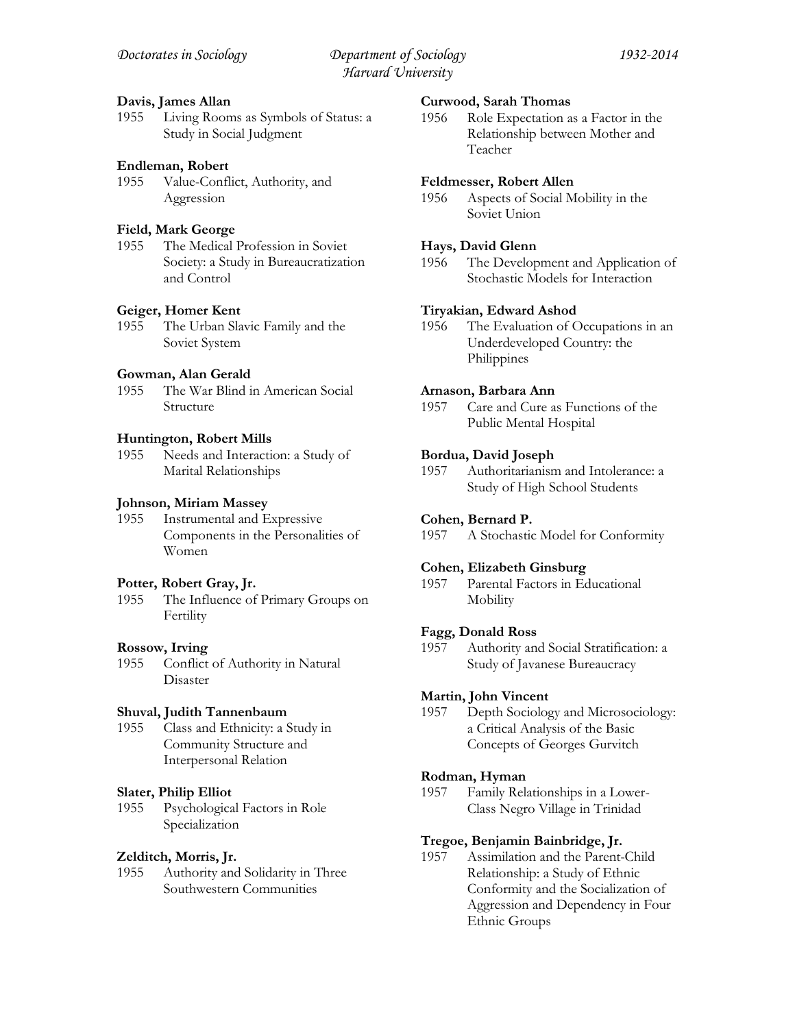**Davis, James Allan**
1955 Living Rooms as Symbols of Status: a Study in Social Judgment

**Endleman, Robert**
1955 Value-Conflict, Authority, and Aggression

**Field, Mark George**
1955 The Medical Profession in Soviet Society: a Study in Bureaucratization and Control

**Geiger, Homer Kent**
1955 The Urban Slavic Family and the Soviet System

**Gowman, Alan Gerald**
1955 The War Blind in American Social Structure

**Huntington, Robert Mills**
1955 Needs and Interaction: a Study of Marital Relationships

**Johnson, Miriam Massey**
1955 Instrumental and Expressive Components in the Personalities of Women

**Potter, Robert Gray, Jr.**
1955 The Influence of Primary Groups on Fertility

**Rossow, Irving**
1955 Conflict of Authority in Natural Disaster

**Shuval, Judith Tannenbaum**
1955 Class and Ethnicity: a Study in Community Structure and Interpersonal Relation

**Slater, Philip Elliot**
1955 Psychological Factors in Role Specialization

**Zelditch, Morris, Jr.**
1955 Authority and Solidarity in Three Southwestern Communities

**Curwood, Sarah Thomas**
1956 Role Expectation as a Factor in the Relationship between Mother and Teacher

**Feldmesser, Robert Allen**
1956 Aspects of Social Mobility in the Soviet Union

**Hays, David Glenn**
1956 The Development and Application of Stochastic Models for Interaction

**Tiryakian, Edward Ashod**
1956 The Evaluation of Occupations in an Underdeveloped Country: the Philippines

**Arnason, Barbara Ann**
1957 Care and Cure as Functions of the Public Mental Hospital

**Bordua, David Joseph**
1957 Authoritarianism and Intolerance: a Study of High School Students

**Cohen, Bernard P.**
1957 A Stochastic Model for Conformity

**Cohen, Elizabeth Ginsburg**
1957 Parental Factors in Educational Mobility

**Fagg, Donald Ross**
1957 Authority and Social Stratification: a Study of Javanese Bureaucracy

**Martin, John Vincent**
1957 Depth Sociology and Microsociology: a Critical Analysis of the Basic Concepts of Georges Gurvitch

**Rodman, Hyman**
1957 Family Relationships in a Lower-Class Negro Village in Trinidad

**Tregoe, Benjamin Bainbridge, Jr.**
1957 Assimilation and the Parent-Child Relationship: a Study of Ethnic Conformity and the Socialization of Aggression and Dependency in Four Ethnic Groups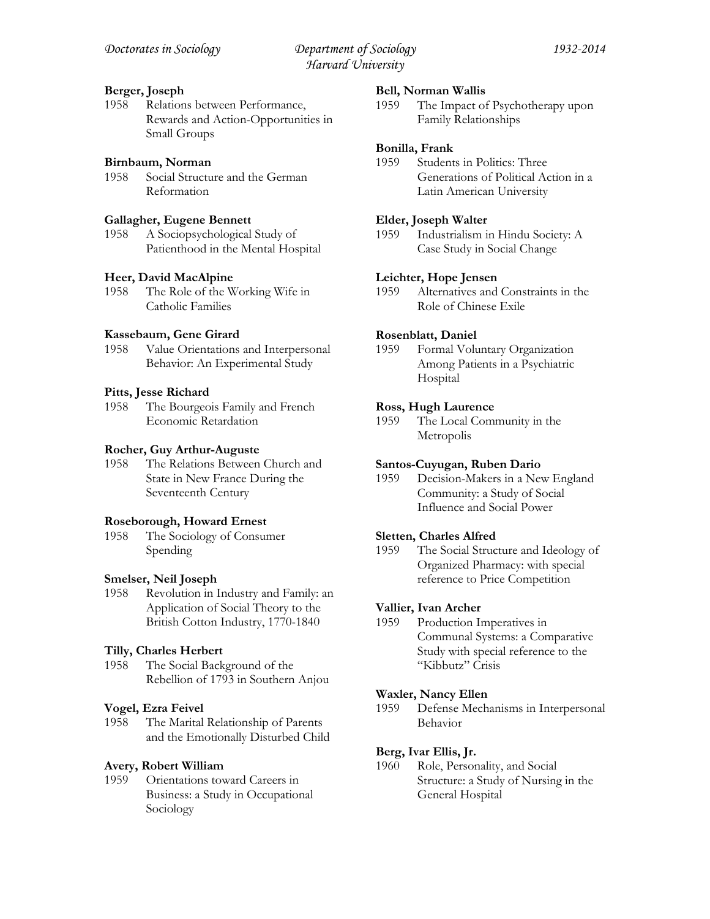**Berger, Joseph**
1958 Relations between Performance, Rewards and Action-Opportunities in Small Groups

**Birnbaum, Norman**
1958 Social Structure and the German Reformation

**Gallagher, Eugene Bennett**
1958 A Sociopsychological Study of Patienthood in the Mental Hospital

**Heer, David MacAlpine**
1958 The Role of the Working Wife in Catholic Families

**Kassebaum, Gene Girard**
1958 Value Orientations and Interpersonal Behavior: An Experimental Study

**Pitts, Jesse Richard**
1958 The Bourgeois Family and French Economic Retardation

**Rocher, Guy Arthur-Auguste**
1958 The Relations Between Church and State in New France During the Seventeenth Century

**Roseborough, Howard Ernest**
1958 The Sociology of Consumer Spending

**Smelser, Neil Joseph**
1958 Revolution in Industry and Family: an Application of Social Theory to the British Cotton Industry, 1770-1840

**Tilly, Charles Herbert**
1958 The Social Background of the Rebellion of 1793 in Southern Anjou

**Vogel, Ezra Feivel**
1958 The Marital Relationship of Parents and the Emotionally Disturbed Child

**Avery, Robert William**
1959 Orientations toward Careers in Business: a Study in Occupational Sociology

**Bell, Norman Wallis**
1959 The Impact of Psychotherapy upon Family Relationships

**Bonilla, Frank**
1959 Students in Politics: Three Generations of Political Action in a Latin American University

**Elder, Joseph Walter**
1959 Industrialism in Hindu Society: A Case Study in Social Change

**Leichter, Hope Jensen**
1959 Alternatives and Constraints in the Role of Chinese Exile

**Rosenblatt, Daniel**
1959 Formal Voluntary Organization Among Patients in a Psychiatric Hospital

**Ross, Hugh Laurence**
1959 The Local Community in the Metropolis

**Santos-Cuyugan, Ruben Dario**
1959 Decision-Makers in a New England Community: a Study of Social Influence and Social Power

**Sletten, Charles Alfred**
1959 The Social Structure and Ideology of Organized Pharmacy: with special reference to Price Competition

**Vallier, Ivan Archer**
1959 Production Imperatives in Communal Systems: a Comparative Study with special reference to the "Kibbutz" Crisis

**Waxler, Nancy Ellen**
1959 Defense Mechanisms in Interpersonal Behavior

**Berg, Ivar Ellis, Jr.**
1960 Role, Personality, and Social Structure: a Study of Nursing in the General Hospital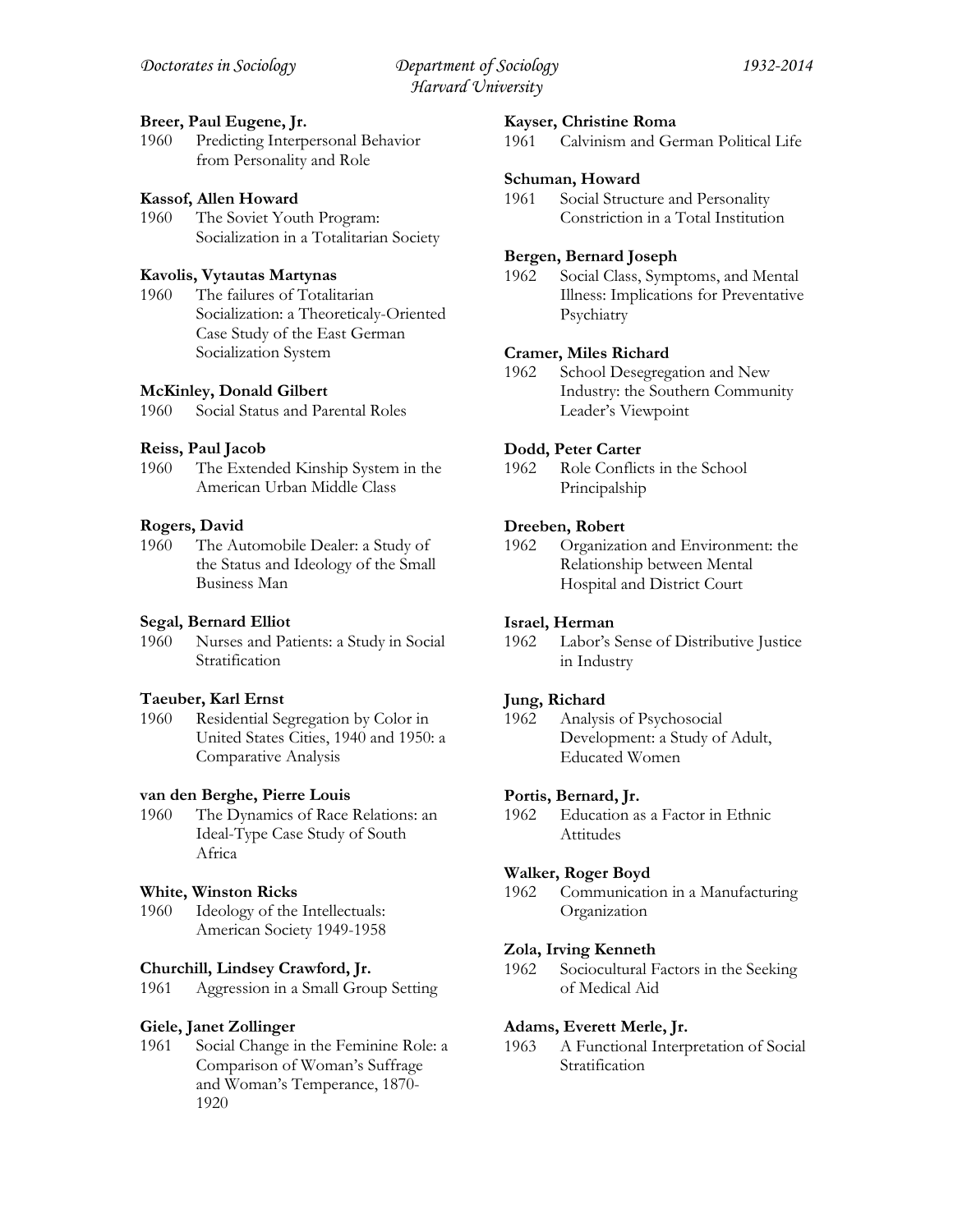**Breer, Paul Eugene, Jr.**
1960 Predicting Interpersonal Behavior from Personality and Role

**Kassof, Allen Howard**
1960 The Soviet Youth Program: Socialization in a Totalitarian Society

**Kavolis, Vytautas Martynas**
1960 The failures of Totalitarian Socialization: a Theoreticaly-Oriented Case Study of the East German Socialization System

**McKinley, Donald Gilbert**
1960 Social Status and Parental Roles

**Reiss, Paul Jacob**
1960 The Extended Kinship System in the American Urban Middle Class

**Rogers, David**
1960 The Automobile Dealer: a Study of the Status and Ideology of the Small Business Man

**Segal, Bernard Elliot**
1960 Nurses and Patients: a Study in Social Stratification

**Taeuber, Karl Ernst**
1960 Residential Segregation by Color in United States Cities, 1940 and 1950: a Comparative Analysis

**van den Berghe, Pierre Louis**
1960 The Dynamics of Race Relations: an Ideal-Type Case Study of South Africa

**White, Winston Ricks**
1960 Ideology of the Intellectuals: American Society 1949-1958

**Churchill, Lindsey Crawford, Jr.**
1961 Aggression in a Small Group Setting

**Giele, Janet Zollinger**
1961 Social Change in the Feminine Role: a Comparison of Woman's Suffrage and Woman's Temperance, 1870-1920

**Kayser, Christine Roma**
1961 Calvinism and German Political Life

**Schuman, Howard**
1961 Social Structure and Personality Constriction in a Total Institution

**Bergen, Bernard Joseph**
1962 Social Class, Symptoms, and Mental Illness: Implications for Preventative Psychiatry

**Cramer, Miles Richard**
1962 School Desegregation and New Industry: the Southern Community Leader's Viewpoint

**Dodd, Peter Carter**
1962 Role Conflicts in the School Principalship

**Dreeben, Robert**
1962 Organization and Environment: the Relationship between Mental Hospital and District Court

**Israel, Herman**
1962 Labor's Sense of Distributive Justice in Industry

**Jung, Richard**
1962 Analysis of Psychosocial Development: a Study of Adult, Educated Women

**Portis, Bernard, Jr.**
1962 Education as a Factor in Ethnic Attitudes

**Walker, Roger Boyd**
1962 Communication in a Manufacturing Organization

**Zola, Irving Kenneth**
1962 Sociocultural Factors in the Seeking of Medical Aid

**Adams, Everett Merle, Jr.**
1963 A Functional Interpretation of Social Stratification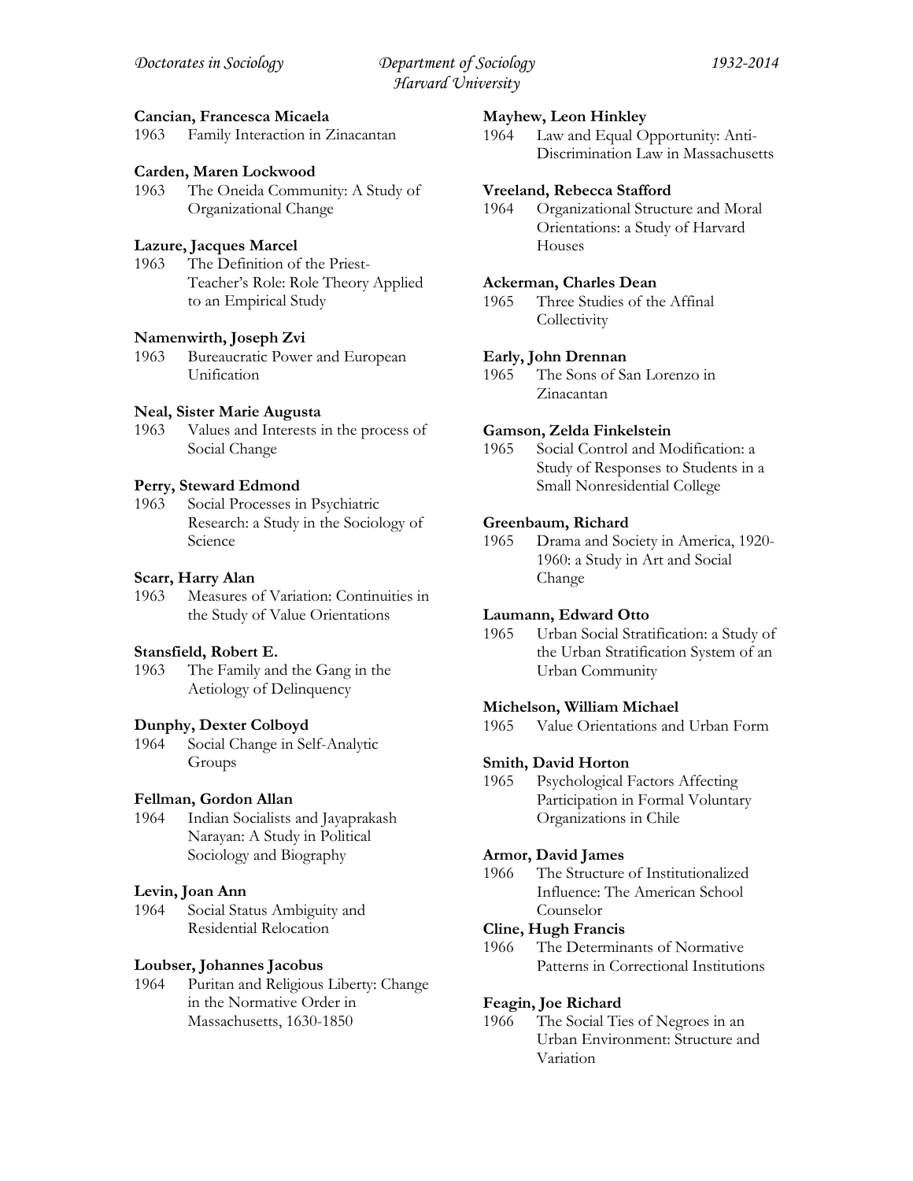**Cancian, Francesca Micaela**
1963 Family Interaction in Zinacantan

**Carden, Maren Lockwood**
1963 The Oneida Community: A Study of Organizational Change

**Lazure, Jacques Marcel**
1963 The Definition of the Priest-Teacher's Role: Role Theory Applied to an Empirical Study

**Namenwirth, Joseph Zvi**
1963 Bureaucratic Power and European Unification

**Neal, Sister Marie Augusta**
1963 Values and Interests in the process of Social Change

**Perry, Steward Edmond**
1963 Social Processes in Psychiatric Research: a Study in the Sociology of Science

**Scarr, Harry Alan**
1963 Measures of Variation: Continuities in the Study of Value Orientations

**Stansfield, Robert E.**
1963 The Family and the Gang in the Aetiology of Delinquency

**Dunphy, Dexter Colboyd**
1964 Social Change in Self-Analytic Groups

**Fellman, Gordon Allan**
1964 Indian Socialists and Jayaprakash Narayan: A Study in Political Sociology and Biography

**Levin, Joan Ann**
1964 Social Status Ambiguity and Residential Relocation

**Loubser, Johannes Jacobus**
1964 Puritan and Religious Liberty: Change in the Normative Order in Massachusetts, 1630-1850

**Mayhew, Leon Hinkley**
1964 Law and Equal Opportunity: Anti-Discrimination Law in Massachusetts

**Vreeland, Rebecca Stafford**
1964 Organizational Structure and Moral Orientations: a Study of Harvard Houses

**Ackerman, Charles Dean**
1965 Three Studies of the Affinal Collectivity

**Early, John Drennan**
1965 The Sons of San Lorenzo in Zinacantan

**Gamson, Zelda Finkelstein**
1965 Social Control and Modification: a Study of Responses to Students in a Small Nonresidential College

**Greenbaum, Richard**
1965 Drama and Society in America, 1920-1960: a Study in Art and Social Change

**Laumann, Edward Otto**
1965 Urban Social Stratification: a Study of the Urban Stratification System of an Urban Community

**Michelson, William Michael**
1965 Value Orientations and Urban Form

**Smith, David Horton**
1965 Psychological Factors Affecting Participation in Formal Voluntary Organizations in Chile

**Armor, David James**
1966 The Structure of Institutionalized Influence: The American School Counselor

**Cline, Hugh Francis**
1966 The Determinants of Normative Patterns in Correctional Institutions

**Feagin, Joe Richard**
1966 The Social Ties of Negroes in an Urban Environment: Structure and Variation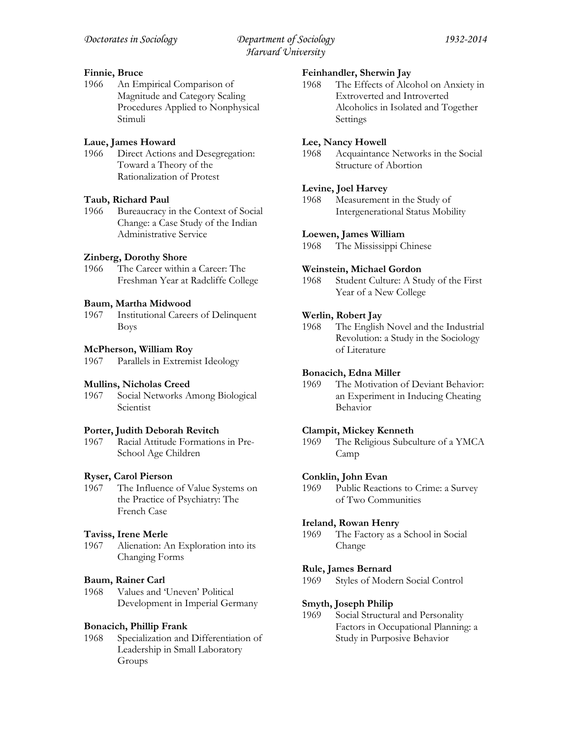**Finnie, Bruce**
1966 An Empirical Comparison of Magnitude and Category Scaling Procedures Applied to Nonphysical Stimuli

**Laue, James Howard**
1966 Direct Actions and Desegregation: Toward a Theory of the Rationalization of Protest

**Taub, Richard Paul**
1966 Bureaucracy in the Context of Social Change: a Case Study of the Indian Administrative Service

**Zinberg, Dorothy Shore**
1966 The Career within a Career: The Freshman Year at Radcliffe College

**Baum, Martha Midwood**
1967 Institutional Careers of Delinquent Boys

**McPherson, William Roy**
1967 Parallels in Extremist Ideology

**Mullins, Nicholas Creed**
1967 Social Networks Among Biological Scientist

**Porter, Judith Deborah Revitch**
1967 Racial Attitude Formations in Pre-School Age Children

**Ryser, Carol Pierson**
1967 The Influence of Value Systems on the Practice of Psychiatry: The French Case

**Taviss, Irene Merle**
1967 Alienation: An Exploration into its Changing Forms

**Baum, Rainer Carl**
1968 Values and 'Uneven' Political Development in Imperial Germany

**Bonacich, Phillip Frank**
1968 Specialization and Differentiation of Leadership in Small Laboratory Groups

**Feinhandler, Sherwin Jay**
1968 The Effects of Alcohol on Anxiety in Extroverted and Introverted Alcoholics in Isolated and Together Settings

**Lee, Nancy Howell**
1968 Acquaintance Networks in the Social Structure of Abortion

**Levine, Joel Harvey**
1968 Measurement in the Study of Intergenerational Status Mobility

**Loewen, James William**
1968 The Mississippi Chinese

**Weinstein, Michael Gordon**
1968 Student Culture: A Study of the First Year of a New College

**Werlin, Robert Jay**
1968 The English Novel and the Industrial Revolution: a Study in the Sociology of Literature

**Bonacich, Edna Miller**
1969 The Motivation of Deviant Behavior: an Experiment in Inducing Cheating Behavior

**Clampit, Mickey Kenneth**
1969 The Religious Subculture of a YMCA Camp

**Conklin, John Evan**
1969 Public Reactions to Crime: a Survey of Two Communities

**Ireland, Rowan Henry**
1969 The Factory as a School in Social Change

**Rule, James Bernard**
1969 Styles of Modern Social Control

**Smyth, Joseph Philip**
1969 Social Structural and Personality Factors in Occupational Planning: a Study in Purposive Behavior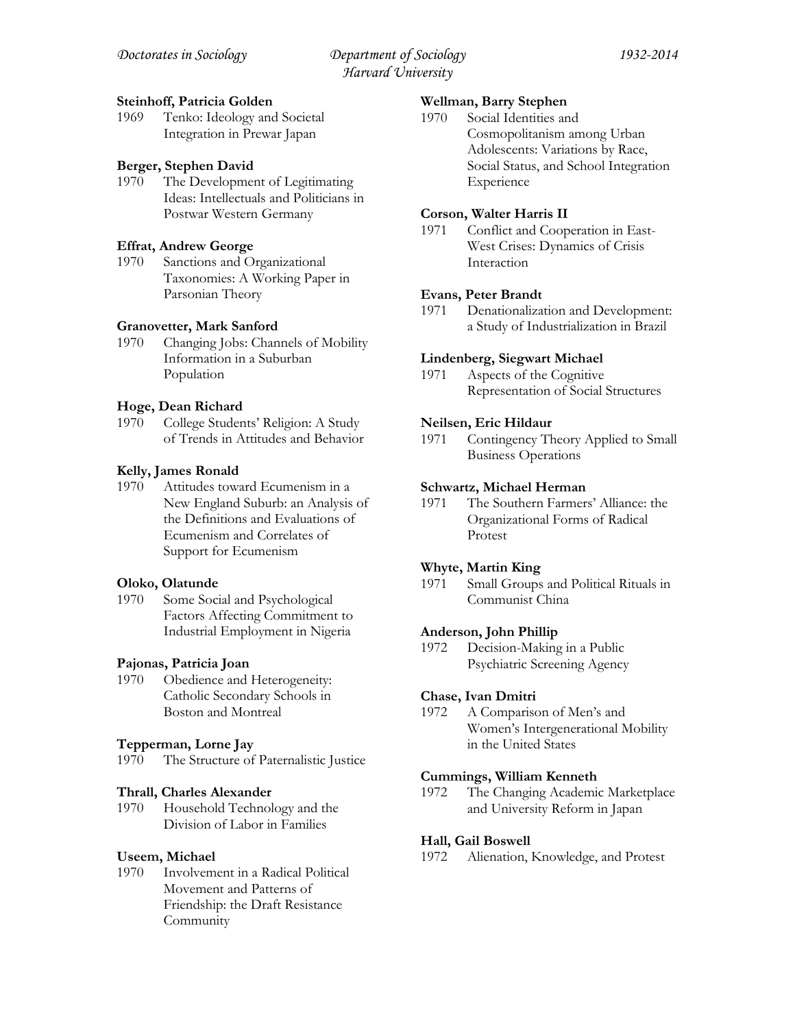**Steinhoff, Patricia Golden**
1969 Tenko: Ideology and Societal Integration in Prewar Japan

**Berger, Stephen David**
1970 The Development of Legitimating Ideas: Intellectuals and Politicians in Postwar Western Germany

**Effrat, Andrew George**
1970 Sanctions and Organizational Taxonomies: A Working Paper in Parsonian Theory

**Granovetter, Mark Sanford**
1970 Changing Jobs: Channels of Mobility Information in a Suburban Population

**Hoge, Dean Richard**
1970 College Students' Religion: A Study of Trends in Attitudes and Behavior

**Kelly, James Ronald**
1970 Attitudes toward Ecumenism in a New England Suburb: an Analysis of the Definitions and Evaluations of Ecumenism and Correlates of Support for Ecumenism

**Oloko, Olatunde**
1970 Some Social and Psychological Factors Affecting Commitment to Industrial Employment in Nigeria

**Pajonas, Patricia Joan**
1970 Obedience and Heterogeneity: Catholic Secondary Schools in Boston and Montreal

**Tepperman, Lorne Jay**
1970 The Structure of Paternalistic Justice

**Thrall, Charles Alexander**
1970 Household Technology and the Division of Labor in Families

**Useem, Michael**
1970 Involvement in a Radical Political Movement and Patterns of Friendship: the Draft Resistance Community

**Wellman, Barry Stephen**
1970 Social Identities and Cosmopolitanism among Urban Adolescents: Variations by Race, Social Status, and School Integration Experience

**Corson, Walter Harris II**
1971 Conflict and Cooperation in East-West Crises: Dynamics of Crisis Interaction

**Evans, Peter Brandt**
1971 Denationalization and Development: a Study of Industrialization in Brazil

**Lindenberg, Siegwart Michael**
1971 Aspects of the Cognitive Representation of Social Structures

**Neilsen, Eric Hildaur**
1971 Contingency Theory Applied to Small Business Operations

**Schwartz, Michael Herman**
1971 The Southern Farmers' Alliance: the Organizational Forms of Radical Protest

**Whyte, Martin King**
1971 Small Groups and Political Rituals in Communist China

**Anderson, John Phillip**
1972 Decision-Making in a Public Psychiatric Screening Agency

**Chase, Ivan Dmitri**
1972 A Comparison of Men's and Women's Intergenerational Mobility in the United States

**Cummings, William Kenneth**
1972 The Changing Academic Marketplace and University Reform in Japan

**Hall, Gail Boswell**
1972 Alienation, Knowledge, and Protest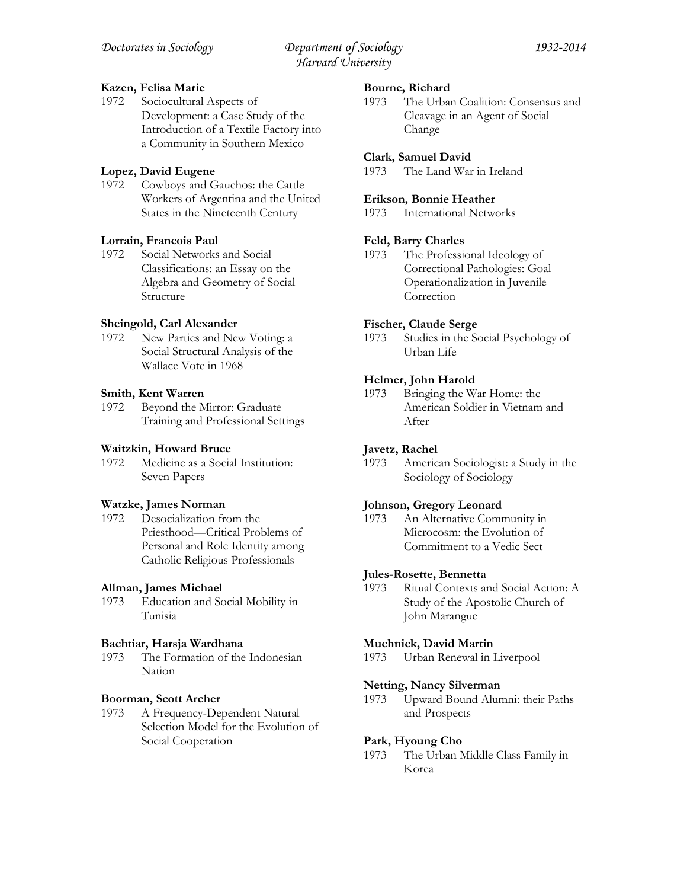**Kazen, Felisa Marie**
1972 Sociocultural Aspects of Development: a Case Study of the Introduction of a Textile Factory into a Community in Southern Mexico

**Lopez, David Eugene**
1972 Cowboys and Gauchos: the Cattle Workers of Argentina and the United States in the Nineteenth Century

**Lorrain, Francois Paul**
1972 Social Networks and Social Classifications: an Essay on the Algebra and Geometry of Social Structure

**Sheingold, Carl Alexander**
1972 New Parties and New Voting: a Social Structural Analysis of the Wallace Vote in 1968

**Smith, Kent Warren**
1972 Beyond the Mirror: Graduate Training and Professional Settings

**Waitzkin, Howard Bruce**
1972 Medicine as a Social Institution: Seven Papers

**Watzke, James Norman**
1972 Desocialization from the Priesthood—Critical Problems of Personal and Role Identity among Catholic Religious Professionals

**Allman, James Michael**
1973 Education and Social Mobility in Tunisia

**Bachtiar, Harsja Wardhana**
1973 The Formation of the Indonesian Nation

**Boorman, Scott Archer**
1973 A Frequency-Dependent Natural Selection Model for the Evolution of Social Cooperation

**Bourne, Richard**
1973 The Urban Coalition: Consensus and Cleavage in an Agent of Social Change

**Clark, Samuel David**
1973 The Land War in Ireland

**Erikson, Bonnie Heather**
1973 International Networks

**Feld, Barry Charles**
1973 The Professional Ideology of Correctional Pathologies: Goal Operationalization in Juvenile Correction

**Fischer, Claude Serge**
1973 Studies in the Social Psychology of Urban Life

**Helmer, John Harold**
1973 Bringing the War Home: the American Soldier in Vietnam and After

**Javetz, Rachel**
1973 American Sociologist: a Study in the Sociology of Sociology

**Johnson, Gregory Leonard**
1973 An Alternative Community in Microcosm: the Evolution of Commitment to a Vedic Sect

**Jules-Rosette, Bennetta**
1973 Ritual Contexts and Social Action: A Study of the Apostolic Church of John Marangue

**Muchnick, David Martin**
1973 Urban Renewal in Liverpool

**Netting, Nancy Silverman**
1973 Upward Bound Alumni: their Paths and Prospects

**Park, Hyoung Cho**
1973 The Urban Middle Class Family in Korea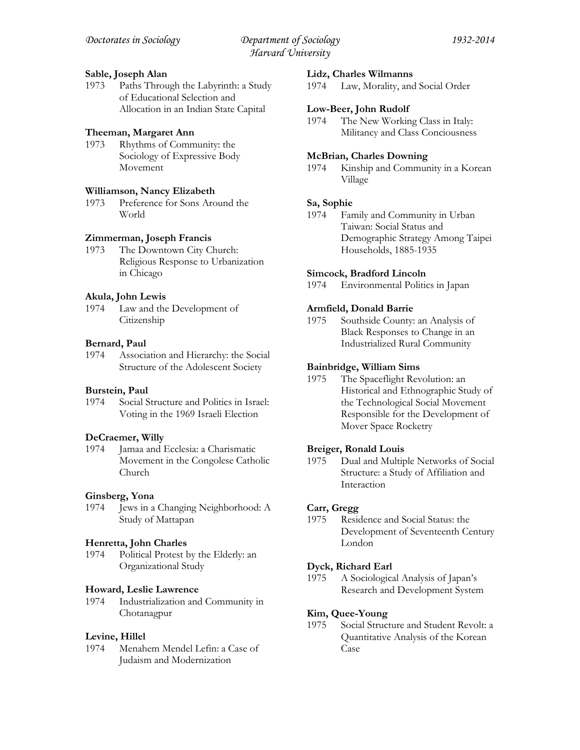**Sable, Joseph Alan**
1973 Paths Through the Labyrinth: a Study of Educational Selection and Allocation in an Indian State Capital

**Theeman, Margaret Ann**
1973 Rhythms of Community: the Sociology of Expressive Body Movement

**Williamson, Nancy Elizabeth**
1973 Preference for Sons Around the World

**Zimmerman, Joseph Francis**
1973 The Downtown City Church: Religious Response to Urbanization in Chicago

**Akula, John Lewis**
1974 Law and the Development of Citizenship

**Bernard, Paul**
1974 Association and Hierarchy: the Social Structure of the Adolescent Society

**Burstein, Paul**
1974 Social Structure and Politics in Israel: Voting in the 1969 Israeli Election

**DeCraemer, Willy**
1974 Jamaa and Ecclesia: a Charismatic Movement in the Congolese Catholic Church

**Ginsberg, Yona**
1974 Jews in a Changing Neighborhood: A Study of Mattapan

**Henretta, John Charles**
1974 Political Protest by the Elderly: an Organizational Study

**Howard, Leslie Lawrence**
1974 Industrialization and Community in Chotanagpur

**Levine, Hillel**
1974 Menahem Mendel Lefin: a Case of Judaism and Modernization

**Lidz, Charles Wilmanns**
1974 Law, Morality, and Social Order

**Low-Beer, John Rudolf**
1974 The New Working Class in Italy: Militancy and Class Conciousness

**McBrian, Charles Downing**
1974 Kinship and Community in a Korean Village

**Sa, Sophie**
1974 Family and Community in Urban Taiwan: Social Status and Demographic Strategy Among Taipei Households, 1885-1935

**Simcock, Bradford Lincoln**
1974 Environmental Politics in Japan

**Armfield, Donald Barrie**
1975 Southside County: an Analysis of Black Responses to Change in an Industrialized Rural Community

**Bainbridge, William Sims**
1975 The Spaceflight Revolution: an Historical and Ethnographic Study of the Technological Social Movement Responsible for the Development of Mover Space Rocketry

**Breiger, Ronald Louis**
1975 Dual and Multiple Networks of Social Structure: a Study of Affiliation and Interaction

**Carr, Gregg**
1975 Residence and Social Status: the Development of Seventeenth Century London

**Dyck, Richard Earl**
1975 A Sociological Analysis of Japan's Research and Development System

**Kim, Quee-Young**
1975 Social Structure and Student Revolt: a Quantitative Analysis of the Korean Case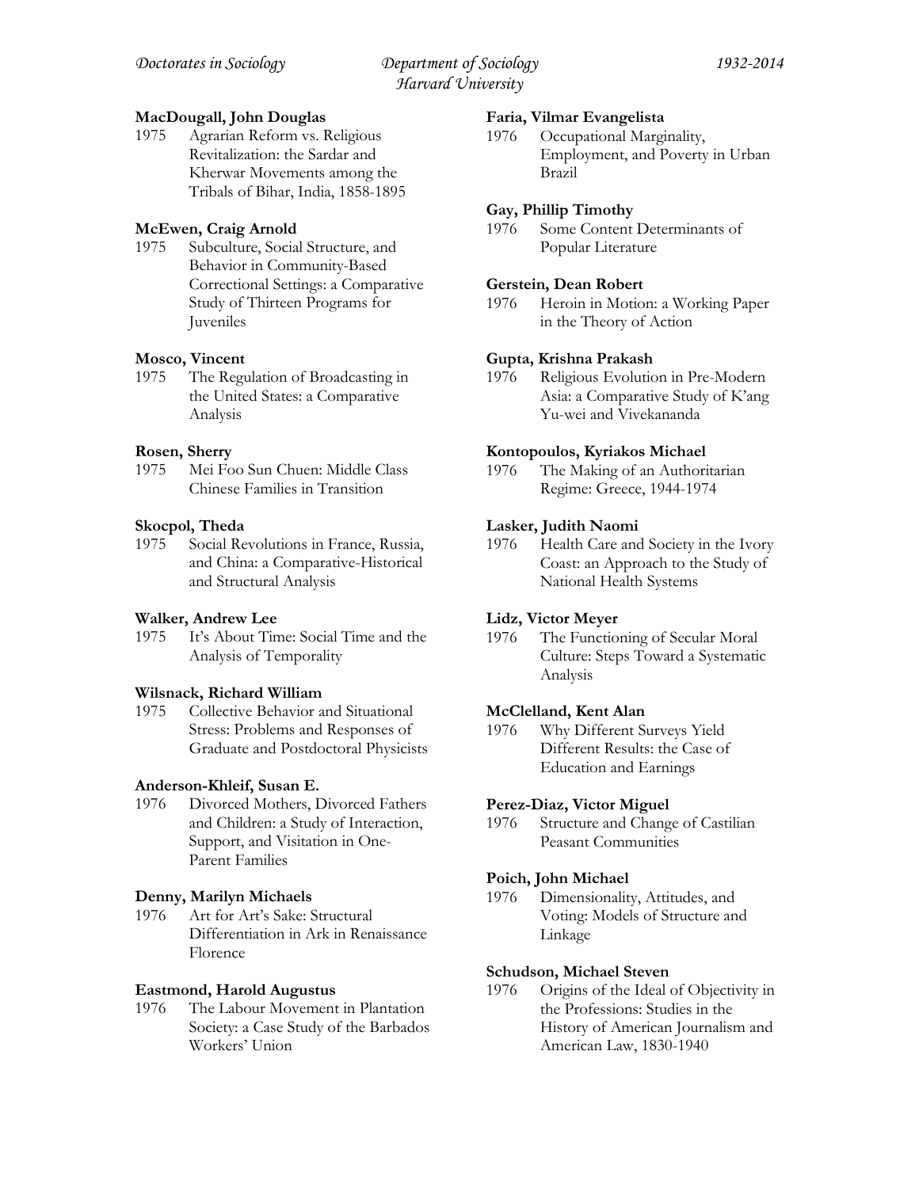**MacDougall, John Douglas**
1975 Agrarian Reform vs. Religious Revitalization: the Sardar and Kherwar Movements among the Tribals of Bihar, India, 1858-1895

**McEwen, Craig Arnold**
1975 Subculture, Social Structure, and Behavior in Community-Based Correctional Settings: a Comparative Study of Thirteen Programs for Juveniles

**Mosco, Vincent**
1975 The Regulation of Broadcasting in the United States: a Comparative Analysis

**Rosen, Sherry**
1975 Mei Foo Sun Chuen: Middle Class Chinese Families in Transition

**Skocpol, Theda**
1975 Social Revolutions in France, Russia, and China: a Comparative-Historical and Structural Analysis

**Walker, Andrew Lee**
1975 It's About Time: Social Time and the Analysis of Temporality

**Wilsnack, Richard William**
1975 Collective Behavior and Situational Stress: Problems and Responses of Graduate and Postdoctoral Physicists

**Anderson-Khleif, Susan E.**
1976 Divorced Mothers, Divorced Fathers and Children: a Study of Interaction, Support, and Visitation in One-Parent Families

**Denny, Marilyn Michaels**
1976 Art for Art's Sake: Structural Differentiation in Ark in Renaissance Florence

**Eastmond, Harold Augustus**
1976 The Labour Movement in Plantation Society: a Case Study of the Barbados Workers' Union

**Faria, Vilmar Evangelista**
1976 Occupational Marginality, Employment, and Poverty in Urban Brazil

**Gay, Phillip Timothy**
1976 Some Content Determinants of Popular Literature

**Gerstein, Dean Robert**
1976 Heroin in Motion: a Working Paper in the Theory of Action

**Gupta, Krishna Prakash**
1976 Religious Evolution in Pre-Modern Asia: a Comparative Study of K'ang Yu-wei and Vivekananda

**Kontopoulos, Kyriakos Michael**
1976 The Making of an Authoritarian Regime: Greece, 1944-1974

**Lasker, Judith Naomi**
1976 Health Care and Society in the Ivory Coast: an Approach to the Study of National Health Systems

**Lidz, Victor Meyer**
1976 The Functioning of Secular Moral Culture: Steps Toward a Systematic Analysis

**McClelland, Kent Alan**
1976 Why Different Surveys Yield Different Results: the Case of Education and Earnings

**Perez-Diaz, Victor Miguel**
1976 Structure and Change of Castilian Peasant Communities

**Poich, John Michael**
1976 Dimensionality, Attitudes, and Voting: Models of Structure and Linkage

**Schudson, Michael Steven**
1976 Origins of the Ideal of Objectivity in the Professions: Studies in the History of American Journalism and American Law, 1830-1940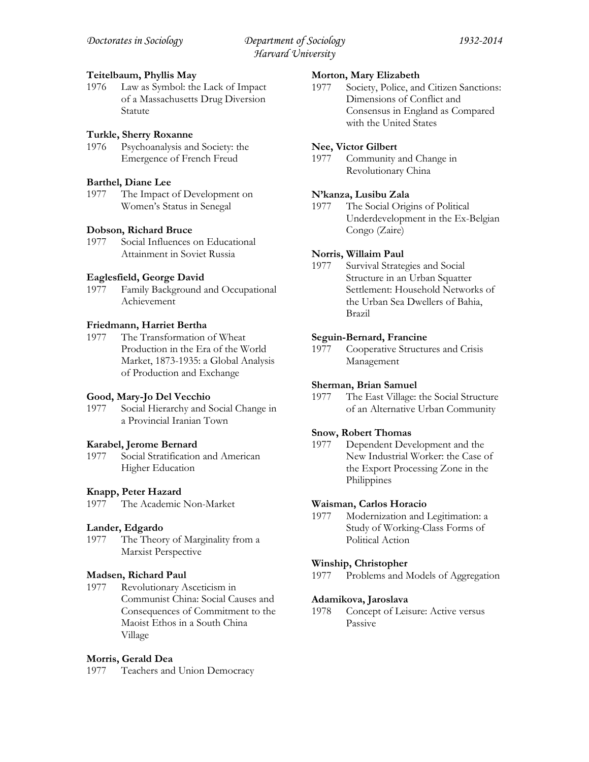**Teitelbaum, Phyllis May**
1976 Law as Symbol: the Lack of Impact of a Massachusetts Drug Diversion Statute

**Turkle, Sherry Roxanne**
1976 Psychoanalysis and Society: the Emergence of French Freud

**Barthel, Diane Lee**
1977 The Impact of Development on Women's Status in Senegal

**Dobson, Richard Bruce**
1977 Social Influences on Educational Attainment in Soviet Russia

**Eaglesfield, George David**
1977 Family Background and Occupational Achievement

**Friedmann, Harriet Bertha**
1977 The Transformation of Wheat Production in the Era of the World Market, 1873-1935: a Global Analysis of Production and Exchange

**Good, Mary-Jo Del Vecchio**
1977 Social Hierarchy and Social Change in a Provincial Iranian Town

**Karabel, Jerome Bernard**
1977 Social Stratification and American Higher Education

**Knapp, Peter Hazard**
1977 The Academic Non-Market

**Lander, Edgardo**
1977 The Theory of Marginality from a Marxist Perspective

**Madsen, Richard Paul**
1977 Revolutionary Asceticism in Communist China: Social Causes and Consequences of Commitment to the Maoist Ethos in a South China Village

**Morris, Gerald Dea**
1977 Teachers and Union Democracy

**Morton, Mary Elizabeth**
1977 Society, Police, and Citizen Sanctions: Dimensions of Conflict and Consensus in England as Compared with the United States

**Nee, Victor Gilbert**
1977 Community and Change in Revolutionary China

**N'kanza, Lusibu Zala**
1977 The Social Origins of Political Underdevelopment in the Ex-Belgian Congo (Zaire)

**Norris, Willaim Paul**
1977 Survival Strategies and Social Structure in an Urban Squatter Settlement: Household Networks of the Urban Sea Dwellers of Bahia, Brazil

**Seguin-Bernard, Francine**
1977 Cooperative Structures and Crisis Management

**Sherman, Brian Samuel**
1977 The East Village: the Social Structure of an Alternative Urban Community

**Snow, Robert Thomas**
1977 Dependent Development and the New Industrial Worker: the Case of the Export Processing Zone in the Philippines

**Waisman, Carlos Horacio**
1977 Modernization and Legitimation: a Study of Working-Class Forms of Political Action

**Winship, Christopher**
1977 Problems and Models of Aggregation

**Adamikova, Jaroslava**
1978 Concept of Leisure: Active versus Passive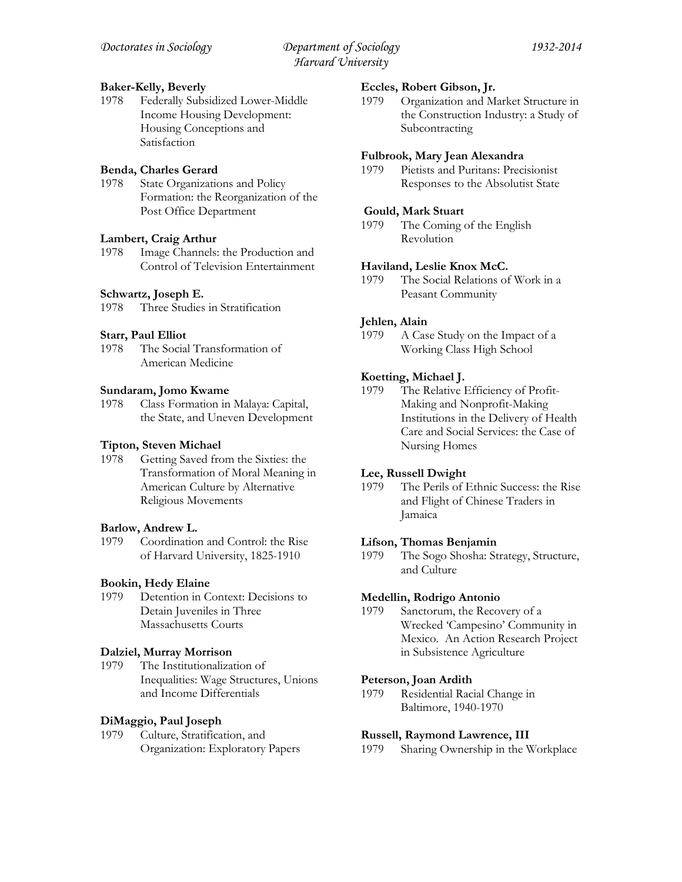**Baker-Kelly, Beverly**
1978 Federally Subsidized Lower-Middle Income Housing Development: Housing Conceptions and Satisfaction

**Benda, Charles Gerard**
1978 State Organizations and Policy Formation: the Reorganization of the Post Office Department

**Lambert, Craig Arthur**
1978 Image Channels: the Production and Control of Television Entertainment

**Schwartz, Joseph E.**
1978 Three Studies in Stratification

**Starr, Paul Elliot**
1978 The Social Transformation of American Medicine

**Sundaram, Jomo Kwame**
1978 Class Formation in Malaya: Capital, the State, and Uneven Development

**Tipton, Steven Michael**
1978 Getting Saved from the Sixties: the Transformation of Moral Meaning in American Culture by Alternative Religious Movements

**Barlow, Andrew L.**
1979 Coordination and Control: the Rise of Harvard University, 1825-1910

**Bookin, Hedy Elaine**
1979 Detention in Context: Decisions to Detain Juveniles in Three Massachusetts Courts

**Dalziel, Murray Morrison**
1979 The Institutionalization of Inequalities: Wage Structures, Unions and Income Differentials

**DiMaggio, Paul Joseph**
1979 Culture, Stratification, and Organization: Exploratory Papers

**Eccles, Robert Gibson, Jr.**
1979 Organization and Market Structure in the Construction Industry: a Study of Subcontracting

**Fulbrook, Mary Jean Alexandra**
1979 Pietists and Puritans: Precisionist Responses to the Absolutist State

**Gould, Mark Stuart**
1979 The Coming of the English Revolution

**Haviland, Leslie Knox McC.**
1979 The Social Relations of Work in a Peasant Community

**Jehlen, Alain**
1979 A Case Study on the Impact of a Working Class High School

**Koetting, Michael J.**
1979 The Relative Efficiency of Profit-Making and Nonprofit-Making Institutions in the Delivery of Health Care and Social Services: the Case of Nursing Homes

**Lee, Russell Dwight**
1979 The Perils of Ethnic Success: the Rise and Flight of Chinese Traders in Jamaica

**Lifson, Thomas Benjamin**
1979 The Sogo Shosha: Strategy, Structure, and Culture

**Medellin, Rodrigo Antonio**
1979 Sanctorum, the Recovery of a Wrecked 'Campesino' Community in Mexico. An Action Research Project in Subsistence Agriculture

**Peterson, Joan Ardith**
1979 Residential Racial Change in Baltimore, 1940-1970

**Russell, Raymond Lawrence, III**
1979 Sharing Ownership in the Workplace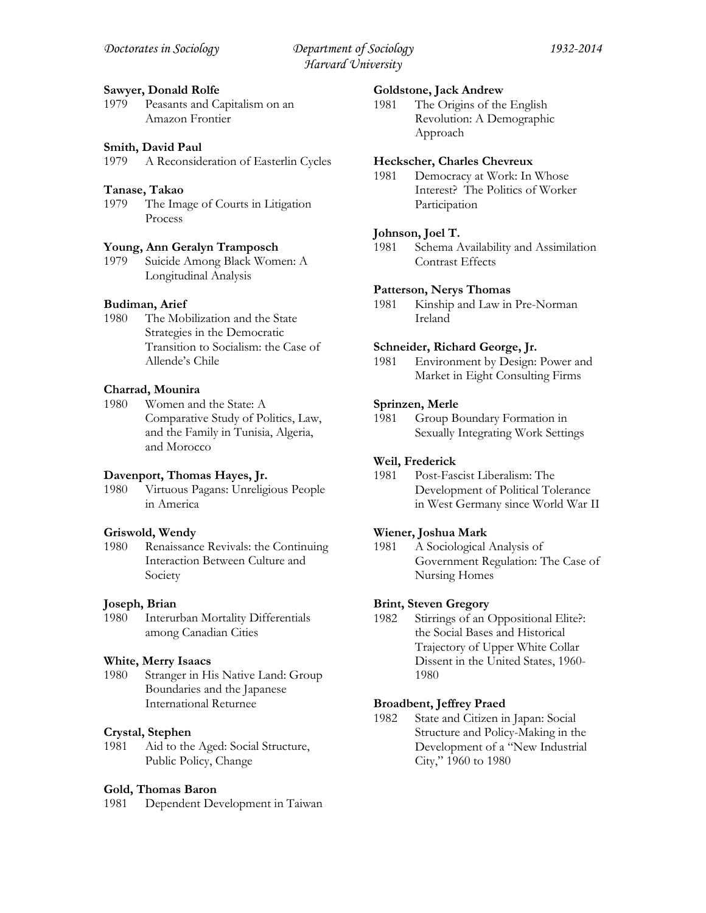**Sawyer, Donald Rolfe**
1979 Peasants and Capitalism on an Amazon Frontier

**Smith, David Paul**
1979 A Reconsideration of Easterlin Cycles

**Tanase, Takao**
1979 The Image of Courts in Litigation Process

**Young, Ann Geralyn Tramposch**
1979 Suicide Among Black Women: A Longitudinal Analysis

**Budiman, Arief**
1980 The Mobilization and the State Strategies in the Democratic Transition to Socialism: the Case of Allende's Chile

**Charrad, Mounira**
1980 Women and the State: A Comparative Study of Politics, Law, and the Family in Tunisia, Algeria, and Morocco

**Davenport, Thomas Hayes, Jr.**
1980 Virtuous Pagans: Unreligious People in America

**Griswold, Wendy**
1980 Renaissance Revivals: the Continuing Interaction Between Culture and Society

**Joseph, Brian**
1980 Interurban Mortality Differentials among Canadian Cities

**White, Merry Isaacs**
1980 Stranger in His Native Land: Group Boundaries and the Japanese International Returnee

**Crystal, Stephen**
1981 Aid to the Aged: Social Structure, Public Policy, Change

**Gold, Thomas Baron**
1981 Dependent Development in Taiwan

**Goldstone, Jack Andrew**
1981 The Origins of the English Revolution: A Demographic Approach

**Heckscher, Charles Chevreux**
1981 Democracy at Work: In Whose Interest? The Politics of Worker Participation

**Johnson, Joel T.**
1981 Schema Availability and Assimilation Contrast Effects

**Patterson, Nerys Thomas**
1981 Kinship and Law in Pre-Norman Ireland

**Schneider, Richard George, Jr.**
1981 Environment by Design: Power and Market in Eight Consulting Firms

**Sprinzen, Merle**
1981 Group Boundary Formation in Sexually Integrating Work Settings

**Weil, Frederick**
1981 Post-Fascist Liberalism: The Development of Political Tolerance in West Germany since World War II

**Wiener, Joshua Mark**
1981 A Sociological Analysis of Government Regulation: The Case of Nursing Homes

**Brint, Steven Gregory**
1982 Stirrings of an Oppositional Elite?: the Social Bases and Historical Trajectory of Upper White Collar Dissent in the United States, 1960-1980

**Broadbent, Jeffrey Praed**
1982 State and Citizen in Japan: Social Structure and Policy-Making in the Development of a "New Industrial City," 1960 to 1980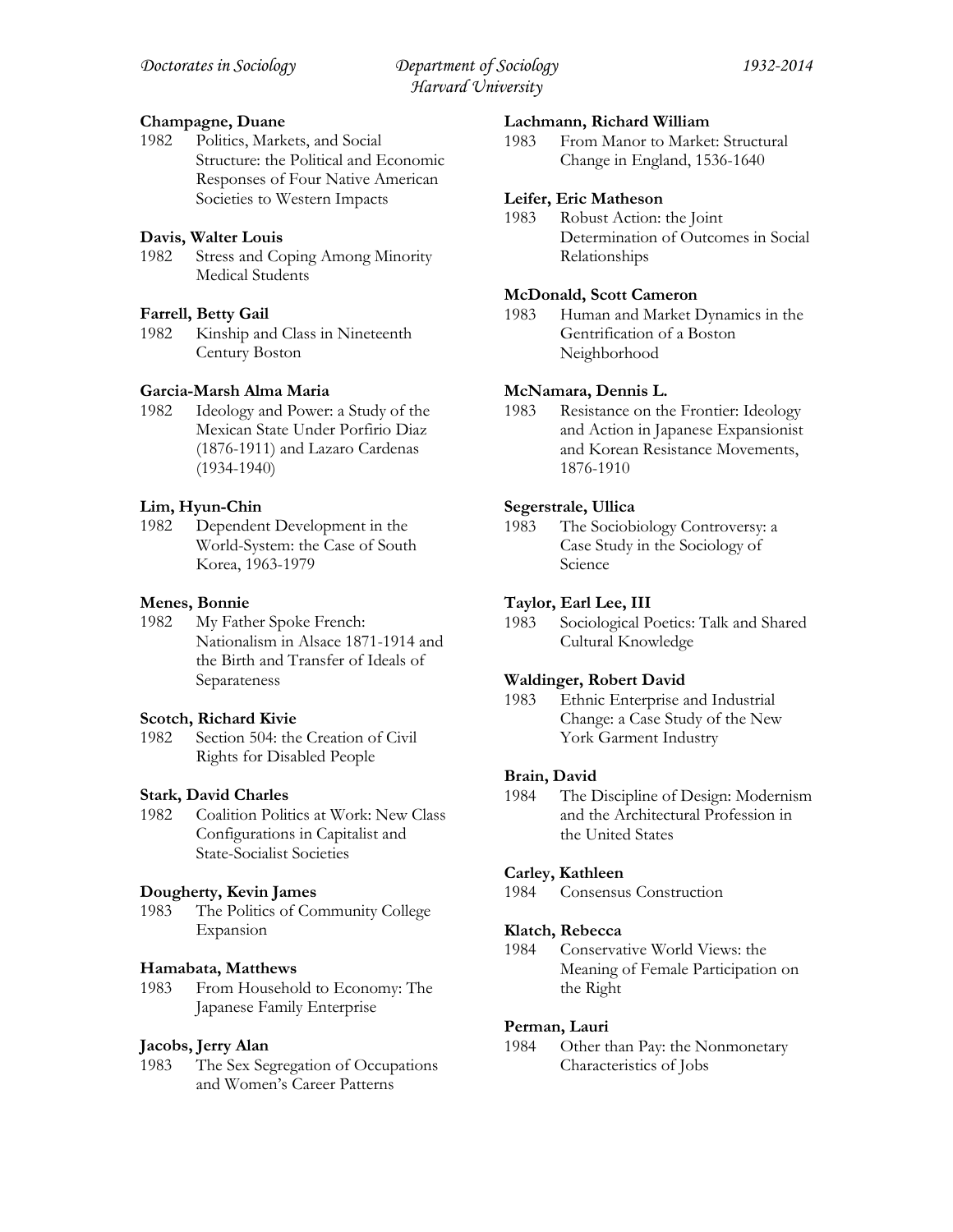**Champagne, Duane**
1982 Politics, Markets, and Social Structure: the Political and Economic Responses of Four Native American Societies to Western Impacts

**Davis, Walter Louis**
1982 Stress and Coping Among Minority Medical Students

**Farrell, Betty Gail**
1982 Kinship and Class in Nineteenth Century Boston

**Garcia-Marsh Alma Maria**
1982 Ideology and Power: a Study of the Mexican State Under Porfirio Diaz (1876-1911) and Lazaro Cardenas (1934-1940)

**Lim, Hyun-Chin**
1982 Dependent Development in the World-System: the Case of South Korea, 1963-1979

**Menes, Bonnie**
1982 My Father Spoke French: Nationalism in Alsace 1871-1914 and the Birth and Transfer of Ideals of Separateness

**Scotch, Richard Kivie**
1982 Section 504: the Creation of Civil Rights for Disabled People

**Stark, David Charles**
1982 Coalition Politics at Work: New Class Configurations in Capitalist and State-Socialist Societies

**Dougherty, Kevin James**
1983 The Politics of Community College Expansion

**Hamabata, Matthews**
1983 From Household to Economy: The Japanese Family Enterprise

**Jacobs, Jerry Alan**
1983 The Sex Segregation of Occupations and Women's Career Patterns

**Lachmann, Richard William**
1983 From Manor to Market: Structural Change in England, 1536-1640

**Leifer, Eric Matheson**
1983 Robust Action: the Joint Determination of Outcomes in Social Relationships

**McDonald, Scott Cameron**
1983 Human and Market Dynamics in the Gentrification of a Boston Neighborhood

**McNamara, Dennis L.**
1983 Resistance on the Frontier: Ideology and Action in Japanese Expansionist and Korean Resistance Movements, 1876-1910

**Segerstrale, Ullica**
1983 The Sociobiology Controversy: a Case Study in the Sociology of Science

**Taylor, Earl Lee, III**
1983 Sociological Poetics: Talk and Shared Cultural Knowledge

**Waldinger, Robert David**
1983 Ethnic Enterprise and Industrial Change: a Case Study of the New York Garment Industry

**Brain, David**
1984 The Discipline of Design: Modernism and the Architectural Profession in the United States

**Carley, Kathleen**
1984 Consensus Construction

**Klatch, Rebecca**
1984 Conservative World Views: the Meaning of Female Participation on the Right

**Perman, Lauri**
1984 Other than Pay: the Nonmonetary Characteristics of Jobs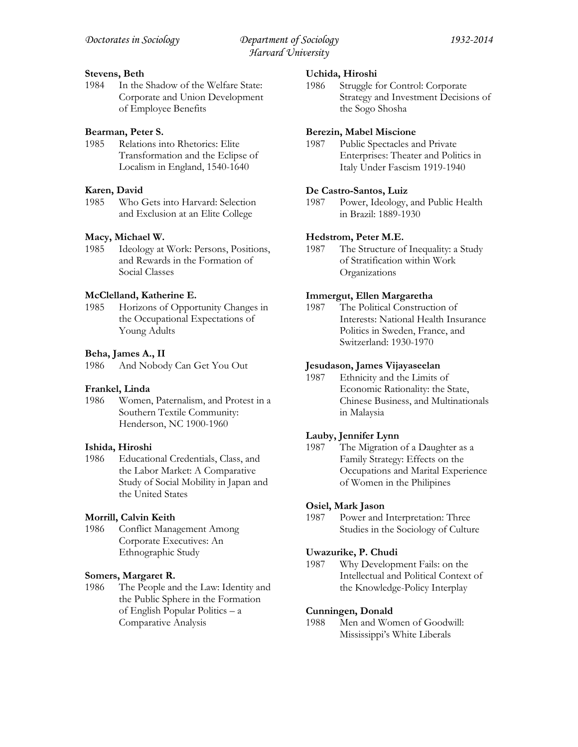**Stevens, Beth**
1984 In the Shadow of the Welfare State: Corporate and Union Development of Employee Benefits

**Bearman, Peter S.**
1985 Relations into Rhetorics: Elite Transformation and the Eclipse of Localism in England, 1540-1640

**Karen, David**
1985 Who Gets into Harvard: Selection and Exclusion at an Elite College

**Macy, Michael W.**
1985 Ideology at Work: Persons, Positions, and Rewards in the Formation of Social Classes

**McClelland, Katherine E.**
1985 Horizons of Opportunity Changes in the Occupational Expectations of Young Adults

**Beha, James A., II**
1986 And Nobody Can Get You Out

**Frankel, Linda**
1986 Women, Paternalism, and Protest in a Southern Textile Community: Henderson, NC 1900-1960

**Ishida, Hiroshi**
1986 Educational Credentials, Class, and the Labor Market: A Comparative Study of Social Mobility in Japan and the United States

**Morrill, Calvin Keith**
1986 Conflict Management Among Corporate Executives: An Ethnographic Study

**Somers, Margaret R.**
1986 The People and the Law: Identity and the Public Sphere in the Formation of English Popular Politics – a Comparative Analysis

**Uchida, Hiroshi**
1986 Struggle for Control: Corporate Strategy and Investment Decisions of the Sogo Shosha

**Berezin, Mabel Miscione**
1987 Public Spectacles and Private Enterprises: Theater and Politics in Italy Under Fascism 1919-1940

**De Castro-Santos, Luiz**
1987 Power, Ideology, and Public Health in Brazil: 1889-1930

**Hedstrom, Peter M.E.**
1987 The Structure of Inequality: a Study of Stratification within Work Organizations

**Immergut, Ellen Margaretha**
1987 The Political Construction of Interests: National Health Insurance Politics in Sweden, France, and Switzerland: 1930-1970

**Jesudason, James Vijayaseelan**
1987 Ethnicity and the Limits of Economic Rationality: the State, Chinese Business, and Multinationals in Malaysia

**Lauby, Jennifer Lynn**
1987 The Migration of a Daughter as a Family Strategy: Effects on the Occupations and Marital Experience of Women in the Philipines

**Osiel, Mark Jason**
1987 Power and Interpretation: Three Studies in the Sociology of Culture

**Uwazurike, P. Chudi**
1987 Why Development Fails: on the Intellectual and Political Context of the Knowledge-Policy Interplay

**Cunningen, Donald**
1988 Men and Women of Goodwill: Mississippi's White Liberals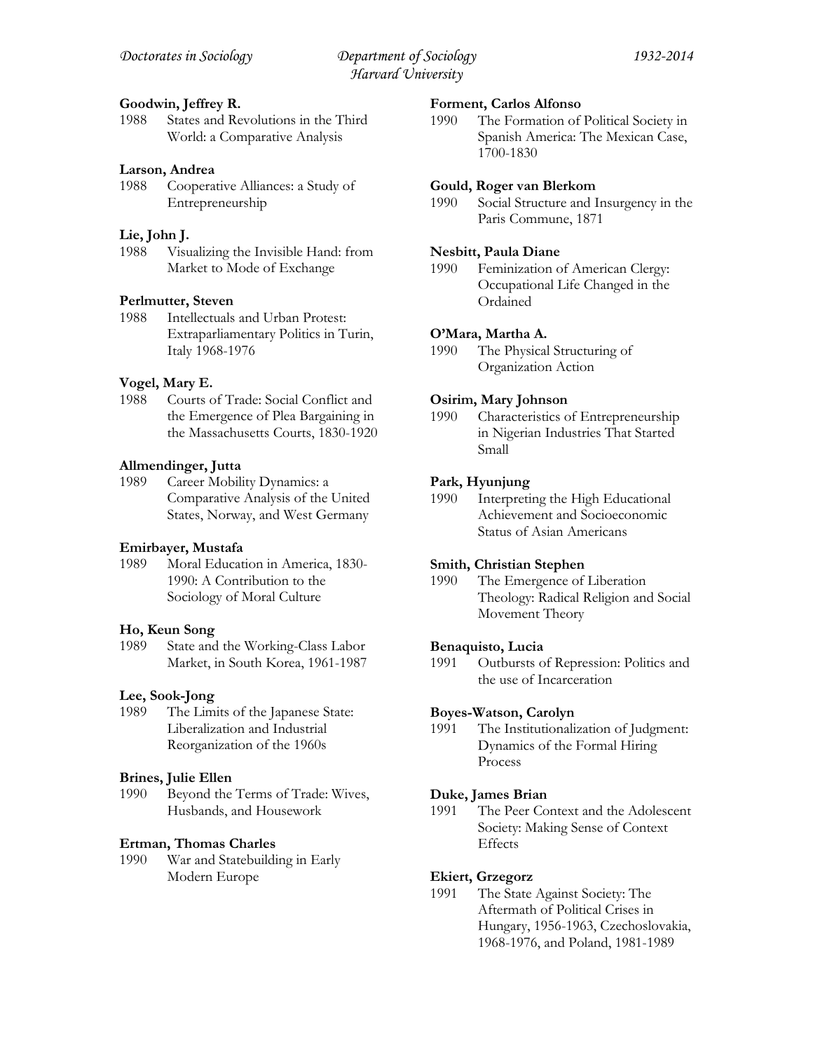**Goodwin, Jeffrey R.**
1988 States and Revolutions in the Third World: a Comparative Analysis

**Larson, Andrea**
1988 Cooperative Alliances: a Study of Entrepreneurship

**Lie, John J.**
1988 Visualizing the Invisible Hand: from Market to Mode of Exchange

**Perlmutter, Steven**
1988 Intellectuals and Urban Protest: Extraparliamentary Politics in Turin, Italy 1968-1976

**Vogel, Mary E.**
1988 Courts of Trade: Social Conflict and the Emergence of Plea Bargaining in the Massachusetts Courts, 1830-1920

**Allmendinger, Jutta**
1989 Career Mobility Dynamics: a Comparative Analysis of the United States, Norway, and West Germany

**Emirbayer, Mustafa**
1989 Moral Education in America, 1830-1990: A Contribution to the Sociology of Moral Culture

**Ho, Keun Song**
1989 State and the Working-Class Labor Market, in South Korea, 1961-1987

**Lee, Sook-Jong**
1989 The Limits of the Japanese State: Liberalization and Industrial Reorganization of the 1960s

**Brines, Julie Ellen**
1990 Beyond the Terms of Trade: Wives, Husbands, and Housework

**Ertman, Thomas Charles**
1990 War and Statebuilding in Early Modern Europe

**Forment, Carlos Alfonso**
1990 The Formation of Political Society in Spanish America: The Mexican Case, 1700-1830

**Gould, Roger van Blerkom**
1990 Social Structure and Insurgency in the Paris Commune, 1871

**Nesbitt, Paula Diane**
1990 Feminization of American Clergy: Occupational Life Changed in the Ordained

**O'Mara, Martha A.**
1990 The Physical Structuring of Organization Action

**Osirim, Mary Johnson**
1990 Characteristics of Entrepreneurship in Nigerian Industries That Started Small

**Park, Hyunjung**
1990 Interpreting the High Educational Achievement and Socioeconomic Status of Asian Americans

**Smith, Christian Stephen**
1990 The Emergence of Liberation Theology: Radical Religion and Social Movement Theory

**Benaquisto, Lucia**
1991 Outbursts of Repression: Politics and the use of Incarceration

**Boyes-Watson, Carolyn**
1991 The Institutionalization of Judgment: Dynamics of the Formal Hiring Process

**Duke, James Brian**
1991 The Peer Context and the Adolescent Society: Making Sense of Context Effects

**Ekiert, Grzegorz**
1991 The State Against Society: The Aftermath of Political Crises in Hungary, 1956-1963, Czechoslovakia, 1968-1976, and Poland, 1981-1989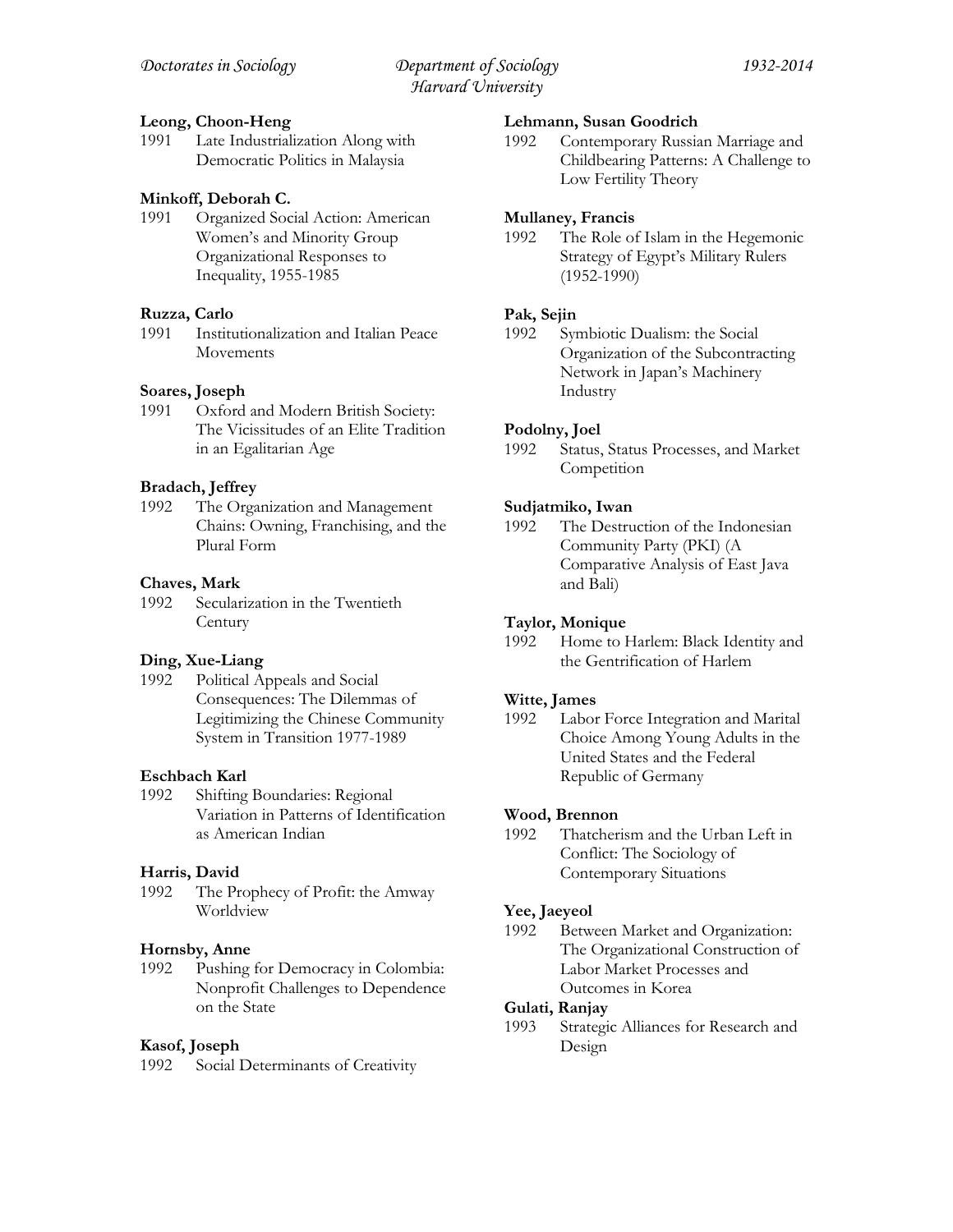**Leong, Choon-Heng**
1991 Late Industrialization Along with Democratic Politics in Malaysia

**Minkoff, Deborah C.**
1991 Organized Social Action: American Women's and Minority Group Organizational Responses to Inequality, 1955-1985

**Ruzza, Carlo**
1991 Institutionalization and Italian Peace Movements

**Soares, Joseph**
1991 Oxford and Modern British Society: The Vicissitudes of an Elite Tradition in an Egalitarian Age

**Bradach, Jeffrey**
1992 The Organization and Management Chains: Owning, Franchising, and the Plural Form

**Chaves, Mark**
1992 Secularization in the Twentieth Century

**Ding, Xue-Liang**
1992 Political Appeals and Social Consequences: The Dilemmas of Legitimizing the Chinese Community System in Transition 1977-1989

**Eschbach Karl**
1992 Shifting Boundaries: Regional Variation in Patterns of Identification as American Indian

**Harris, David**
1992 The Prophecy of Profit: the Amway Worldview

**Hornsby, Anne**
1992 Pushing for Democracy in Colombia: Nonprofit Challenges to Dependence on the State

**Kasof, Joseph**
1992 Social Determinants of Creativity

**Lehmann, Susan Goodrich**
1992 Contemporary Russian Marriage and Childbearing Patterns: A Challenge to Low Fertility Theory

**Mullaney, Francis**
1992 The Role of Islam in the Hegemonic Strategy of Egypt's Military Rulers (1952-1990)

**Pak, Sejin**
1992 Symbiotic Dualism: the Social Organization of the Subcontracting Network in Japan's Machinery Industry

**Podolny, Joel**
1992 Status, Status Processes, and Market Competition

**Sudjatmiko, Iwan**
1992 The Destruction of the Indonesian Community Party (PKI) (A Comparative Analysis of East Java and Bali)

**Taylor, Monique**
1992 Home to Harlem: Black Identity and the Gentrification of Harlem

**Witte, James**
1992 Labor Force Integration and Marital Choice Among Young Adults in the United States and the Federal Republic of Germany

**Wood, Brennon**
1992 Thatcherism and the Urban Left in Conflict: The Sociology of Contemporary Situations

**Yee, Jaeyeol**
1992 Between Market and Organization: The Organizational Construction of Labor Market Processes and Outcomes in Korea

**Gulati, Ranjay**
1993 Strategic Alliances for Research and Design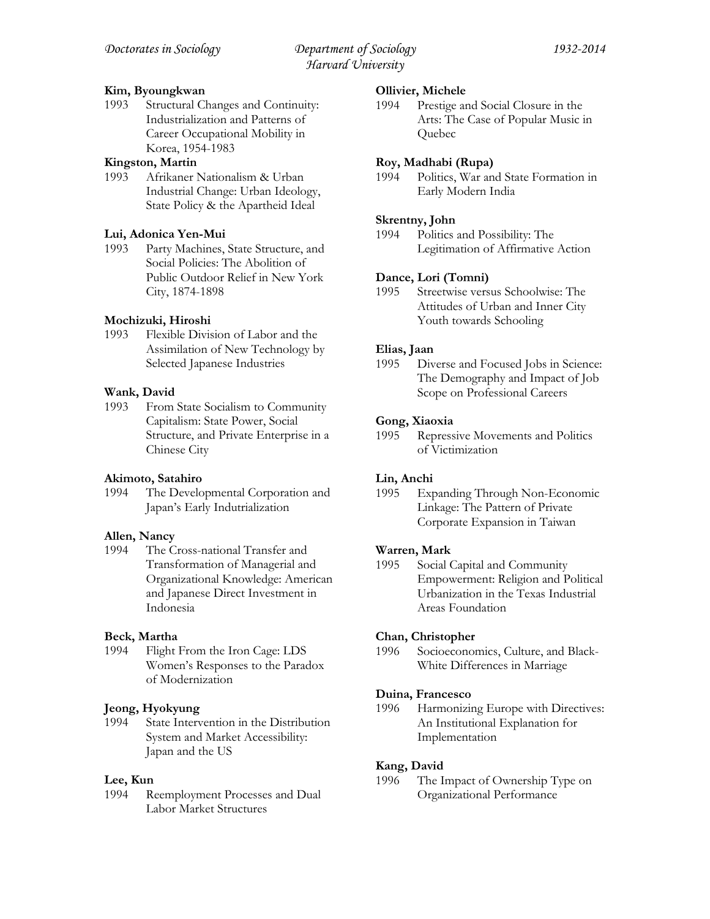**Kim, Byoungkwan**
1993 Structural Changes and Continuity: Industrialization and Patterns of Career Occupational Mobility in Korea, 1954-1983

**Kingston, Martin**
1993 Afrikaner Nationalism & Urban Industrial Change: Urban Ideology, State Policy & the Apartheid Ideal

**Lui, Adonica Yen-Mui**
1993 Party Machines, State Structure, and Social Policies: The Abolition of Public Outdoor Relief in New York City, 1874-1898

**Mochizuki, Hiroshi**
1993 Flexible Division of Labor and the Assimilation of New Technology by Selected Japanese Industries

**Wank, David**
1993 From State Socialism to Community Capitalism: State Power, Social Structure, and Private Enterprise in a Chinese City

**Akimoto, Satahiro**
1994 The Developmental Corporation and Japan's Early Indutrialization

**Allen, Nancy**
1994 The Cross-national Transfer and Transformation of Managerial and Organizational Knowledge: American and Japanese Direct Investment in Indonesia

**Beck, Martha**
1994 Flight From the Iron Cage: LDS Women's Responses to the Paradox of Modernization

**Jeong, Hyokyung**
1994 State Intervention in the Distribution System and Market Accessibility: Japan and the US

**Lee, Kun**
1994 Reemployment Processes and Dual Labor Market Structures

**Ollivier, Michele**
1994 Prestige and Social Closure in the Arts: The Case of Popular Music in Quebec

**Roy, Madhabi (Rupa)**
1994 Politics, War and State Formation in Early Modern India

**Skrentny, John**
1994 Politics and Possibility: The Legitimation of Affirmative Action

**Dance, Lori (Tomni)**
1995 Streetwise versus Schoolwise: The Attitudes of Urban and Inner City Youth towards Schooling

**Elias, Jaan**
1995 Diverse and Focused Jobs in Science: The Demography and Impact of Job Scope on Professional Careers

**Gong, Xiaoxia**
1995 Repressive Movements and Politics of Victimization

**Lin, Anchi**
1995 Expanding Through Non-Economic Linkage: The Pattern of Private Corporate Expansion in Taiwan

**Warren, Mark**
1995 Social Capital and Community Empowerment: Religion and Political Urbanization in the Texas Industrial Areas Foundation

**Chan, Christopher**
1996 Socioeconomics, Culture, and Black-White Differences in Marriage

**Duina, Francesco**
1996 Harmonizing Europe with Directives: An Institutional Explanation for Implementation

**Kang, David**
1996 The Impact of Ownership Type on Organizational Performance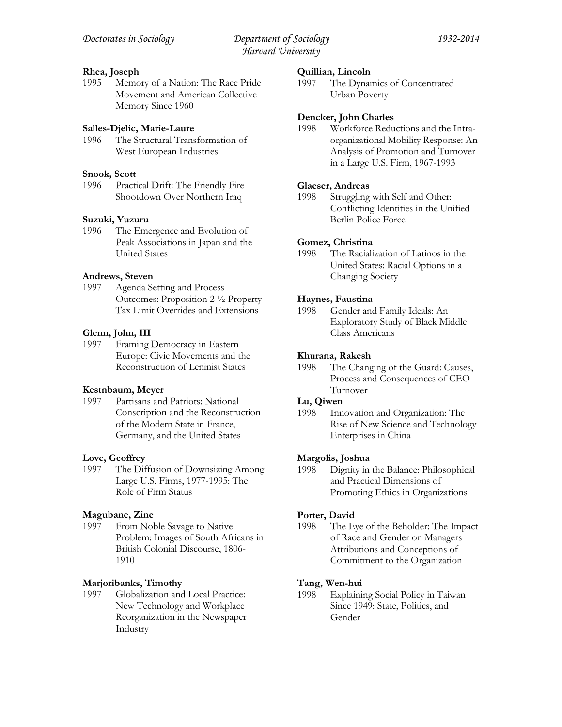**Rhea, Joseph**
1995 Memory of a Nation: The Race Pride Movement and American Collective Memory Since 1960

**Salles-Djelic, Marie-Laure**
1996 The Structural Transformation of West European Industries

**Snook, Scott**
1996 Practical Drift: The Friendly Fire Shootdown Over Northern Iraq

**Suzuki, Yuzuru**
1996 The Emergence and Evolution of Peak Associations in Japan and the United States

**Andrews, Steven**
1997 Agenda Setting and Process Outcomes: Proposition 2 ½ Property Tax Limit Overrides and Extensions

**Glenn, John, III**
1997 Framing Democracy in Eastern Europe: Civic Movements and the Reconstruction of Leninist States

**Kestnbaum, Meyer**
1997 Partisans and Patriots: National Conscription and the Reconstruction of the Modern State in France, Germany, and the United States

**Love, Geoffrey**
1997 The Diffusion of Downsizing Among Large U.S. Firms, 1977-1995: The Role of Firm Status

**Magubane, Zine**
1997 From Noble Savage to Native Problem: Images of South Africans in British Colonial Discourse, 1806-1910

**Marjoribanks, Timothy**
1997 Globalization and Local Practice: New Technology and Workplace Reorganization in the Newspaper Industry

**Quillian, Lincoln**
1997 The Dynamics of Concentrated Urban Poverty

**Dencker, John Charles**
1998 Workforce Reductions and the Intra-organizational Mobility Response: An Analysis of Promotion and Turnover in a Large U.S. Firm, 1967-1993

**Glaeser, Andreas**
1998 Struggling with Self and Other: Conflicting Identities in the Unified Berlin Police Force

**Gomez, Christina**
1998 The Racialization of Latinos in the United States: Racial Options in a Changing Society

**Haynes, Faustina**
1998 Gender and Family Ideals: An Exploratory Study of Black Middle Class Americans

**Khurana, Rakesh**
1998 The Changing of the Guard: Causes, Process and Consequences of CEO Turnover

**Lu, Qiwen**
1998 Innovation and Organization: The Rise of New Science and Technology Enterprises in China

**Margolis, Joshua**
1998 Dignity in the Balance: Philosophical and Practical Dimensions of Promoting Ethics in Organizations

**Porter, David**
1998 The Eye of the Beholder: The Impact of Race and Gender on Managers Attributions and Conceptions of Commitment to the Organization

**Tang, Wen-hui**
1998 Explaining Social Policy in Taiwan Since 1949: State, Politics, and Gender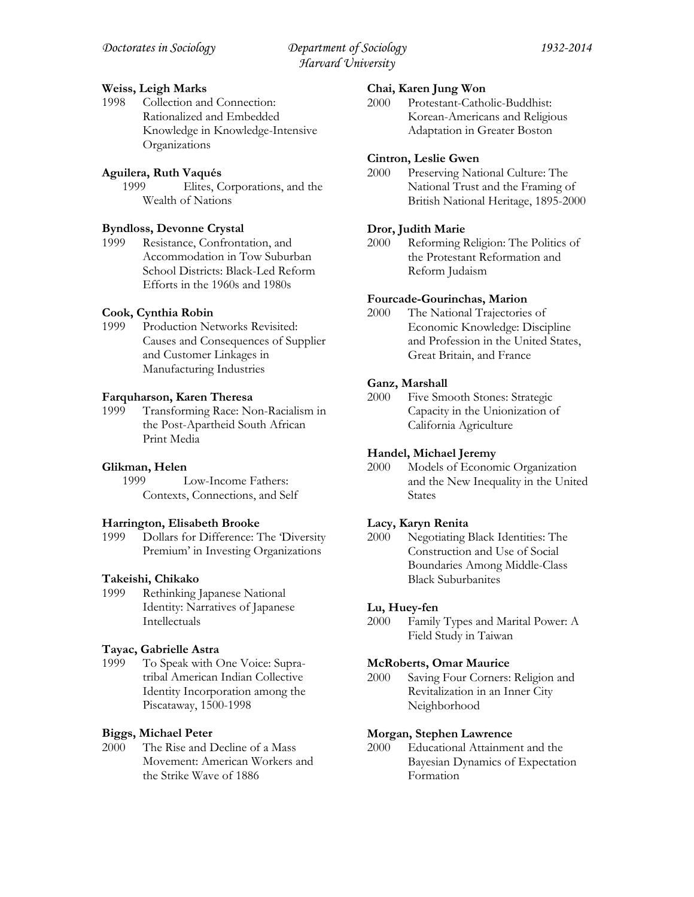**Weiss, Leigh Marks**
1998 Collection and Connection: Rationalized and Embedded Knowledge in Knowledge-Intensive Organizations

**Aguilera, Ruth Vaqués**
1999 Elites, Corporations, and the Wealth of Nations

**Byndloss, Devonne Crystal**
1999 Resistance, Confrontation, and Accommodation in Tow Suburban School Districts: Black-Led Reform Efforts in the 1960s and 1980s

**Cook, Cynthia Robin**
1999 Production Networks Revisited: Causes and Consequences of Supplier and Customer Linkages in Manufacturing Industries

**Farquharson, Karen Theresa**
1999 Transforming Race: Non-Racialism in the Post-Apartheid South African Print Media

**Glikman, Helen**
1999 Low-Income Fathers: Contexts, Connections, and Self

**Harrington, Elisabeth Brooke**
1999 Dollars for Difference: The 'Diversity Premium' in Investing Organizations

**Takeishi, Chikako**
1999 Rethinking Japanese National Identity: Narratives of Japanese Intellectuals

**Tayac, Gabrielle Astra**
1999 To Speak with One Voice: Supra-tribal American Indian Collective Identity Incorporation among the Piscataway, 1500-1998

**Biggs, Michael Peter**
2000 The Rise and Decline of a Mass Movement: American Workers and the Strike Wave of 1886

**Chai, Karen Jung Won**
2000 Protestant-Catholic-Buddhist: Korean-Americans and Religious Adaptation in Greater Boston

**Cintron, Leslie Gwen**
2000 Preserving National Culture: The National Trust and the Framing of British National Heritage, 1895-2000

**Dror, Judith Marie**
2000 Reforming Religion: The Politics of the Protestant Reformation and Reform Judaism

**Fourcade-Gourinchas, Marion**
2000 The National Trajectories of Economic Knowledge: Discipline and Profession in the United States, Great Britain, and France

**Ganz, Marshall**
2000 Five Smooth Stones: Strategic Capacity in the Unionization of California Agriculture

**Handel, Michael Jeremy**
2000 Models of Economic Organization and the New Inequality in the United States

**Lacy, Karyn Renita**
2000 Negotiating Black Identities: The Construction and Use of Social Boundaries Among Middle-Class Black Suburbanites

**Lu, Huey-fen**
2000 Family Types and Marital Power: A Field Study in Taiwan

**McRoberts, Omar Maurice**
2000 Saving Four Corners: Religion and Revitalization in an Inner City Neighborhood

**Morgan, Stephen Lawrence**
2000 Educational Attainment and the Bayesian Dynamics of Expectation Formation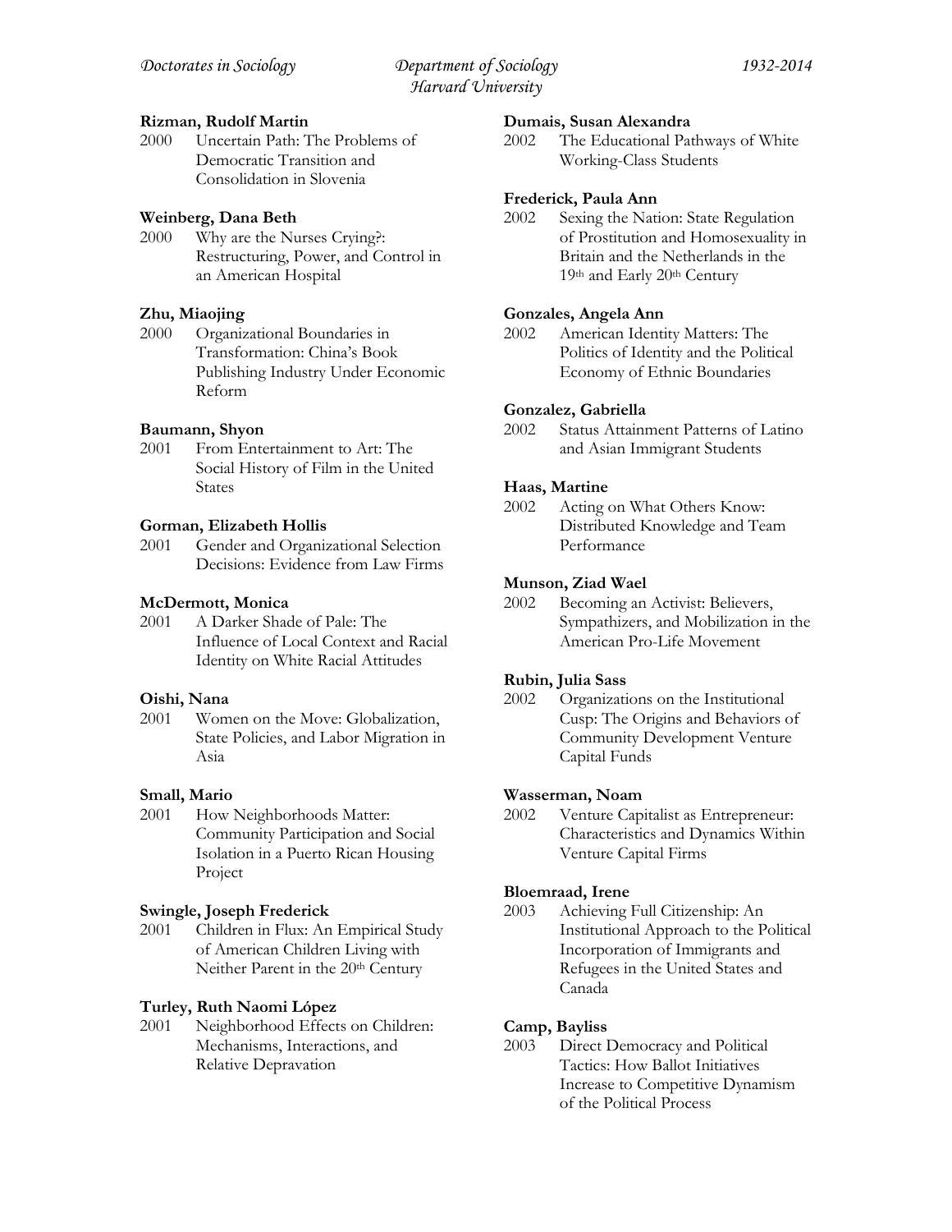**Rizman, Rudolf Martin**
2000 Uncertain Path: The Problems of Democratic Transition and Consolidation in Slovenia

**Weinberg, Dana Beth**
2000 Why are the Nurses Crying?: Restructuring, Power, and Control in an American Hospital

**Zhu, Miaojing**
2000 Organizational Boundaries in Transformation: China's Book Publishing Industry Under Economic Reform

**Baumann, Shyon**
2001 From Entertainment to Art: The Social History of Film in the United States

**Gorman, Elizabeth Hollis**
2001 Gender and Organizational Selection Decisions: Evidence from Law Firms

**McDermott, Monica**
2001 A Darker Shade of Pale: The Influence of Local Context and Racial Identity on White Racial Attitudes

**Oishi, Nana**
2001 Women on the Move: Globalization, State Policies, and Labor Migration in Asia

**Small, Mario**
2001 How Neighborhoods Matter: Community Participation and Social Isolation in a Puerto Rican Housing Project

**Swingle, Joseph Frederick**
2001 Children in Flux: An Empirical Study of American Children Living with Neither Parent in the 20th Century

**Turley, Ruth Naomi López**
2001 Neighborhood Effects on Children: Mechanisms, Interactions, and Relative Depravation

**Dumais, Susan Alexandra**
2002 The Educational Pathways of White Working-Class Students

**Frederick, Paula Ann**
2002 Sexing the Nation: State Regulation of Prostitution and Homosexuality in Britain and the Netherlands in the 19th and Early 20th Century

**Gonzales, Angela Ann**
2002 American Identity Matters: The Politics of Identity and the Political Economy of Ethnic Boundaries

**Gonzalez, Gabriella**
2002 Status Attainment Patterns of Latino and Asian Immigrant Students

**Haas, Martine**
2002 Acting on What Others Know: Distributed Knowledge and Team Performance

**Munson, Ziad Wael**
2002 Becoming an Activist: Believers, Sympathizers, and Mobilization in the American Pro-Life Movement

**Rubin, Julia Sass**
2002 Organizations on the Institutional Cusp: The Origins and Behaviors of Community Development Venture Capital Funds

**Wasserman, Noam**
2002 Venture Capitalist as Entrepreneur: Characteristics and Dynamics Within Venture Capital Firms

**Bloemraad, Irene**
2003 Achieving Full Citizenship: An Institutional Approach to the Political Incorporation of Immigrants and Refugees in the United States and Canada

**Camp, Bayliss**
2003 Direct Democracy and Political Tactics: How Ballot Initiatives Increase to Competitive Dynamism of the Political Process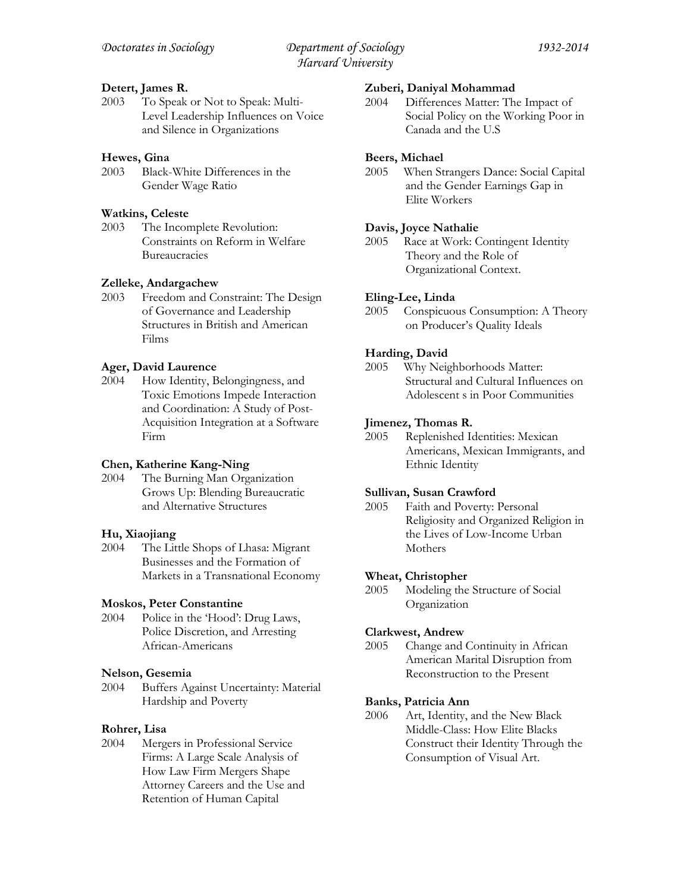**Detert, James R.**
2003 To Speak or Not to Speak: Multi-Level Leadership Influences on Voice and Silence in Organizations

**Hewes, Gina**
2003 Black-White Differences in the Gender Wage Ratio

**Watkins, Celeste**
2003 The Incomplete Revolution: Constraints on Reform in Welfare Bureaucracies

**Zelleke, Andargachew**
2003 Freedom and Constraint: The Design of Governance and Leadership Structures in British and American Films

**Ager, David Laurence**
2004 How Identity, Belongingness, and Toxic Emotions Impede Interaction and Coordination: A Study of Post-Acquisition Integration at a Software Firm

**Chen, Katherine Kang-Ning**
2004 The Burning Man Organization Grows Up: Blending Bureaucratic and Alternative Structures

**Hu, Xiaojiang**
2004 The Little Shops of Lhasa: Migrant Businesses and the Formation of Markets in a Transnational Economy

**Moskos, Peter Constantine**
2004 Police in the 'Hood': Drug Laws, Police Discretion, and Arresting African-Americans

**Nelson, Gesemia**
2004 Buffers Against Uncertainty: Material Hardship and Poverty

**Rohrer, Lisa**
2004 Mergers in Professional Service Firms: A Large Scale Analysis of How Law Firm Mergers Shape Attorney Careers and the Use and Retention of Human Capital

**Zuberi, Daniyal Mohammad**
2004 Differences Matter: The Impact of Social Policy on the Working Poor in Canada and the U.S

**Beers, Michael**
2005 When Strangers Dance: Social Capital and the Gender Earnings Gap in Elite Workers

**Davis, Joyce Nathalie**
2005 Race at Work: Contingent Identity Theory and the Role of Organizational Context.

**Eling-Lee, Linda**
2005 Conspicuous Consumption: A Theory on Producer's Quality Ideals

**Harding, David**
2005 Why Neighborhoods Matter: Structural and Cultural Influences on Adolescent s in Poor Communities

**Jimenez, Thomas R.**
2005 Replenished Identities: Mexican Americans, Mexican Immigrants, and Ethnic Identity

**Sullivan, Susan Crawford**
2005 Faith and Poverty: Personal Religiosity and Organized Religion in the Lives of Low-Income Urban Mothers

**Wheat, Christopher**
2005 Modeling the Structure of Social Organization

**Clarkwest, Andrew**
2005 Change and Continuity in African American Marital Disruption from Reconstruction to the Present

**Banks, Patricia Ann**
2006 Art, Identity, and the New Black Middle-Class: How Elite Blacks Construct their Identity Through the Consumption of Visual Art.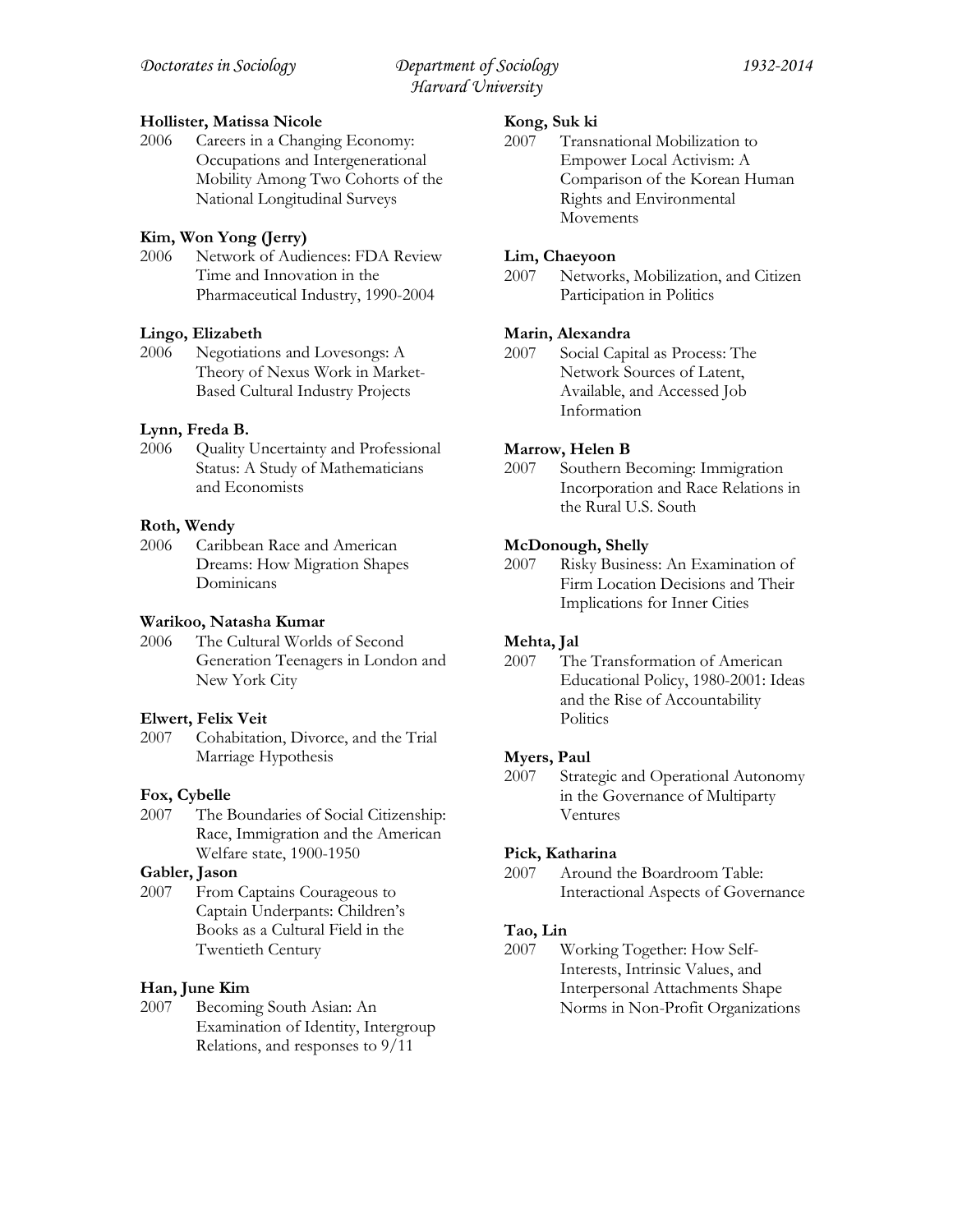**Hollister, Matissa Nicole**
2006 Careers in a Changing Economy: Occupations and Intergenerational Mobility Among Two Cohorts of the National Longitudinal Surveys

**Kim, Won Yong (Jerry)**
2006 Network of Audiences: FDA Review Time and Innovation in the Pharmaceutical Industry, 1990-2004

**Lingo, Elizabeth**
2006 Negotiations and Lovesongs: A Theory of Nexus Work in Market-Based Cultural Industry Projects

**Lynn, Freda B.**
2006 Quality Uncertainty and Professional Status: A Study of Mathematicians and Economists

**Roth, Wendy**
2006 Caribbean Race and American Dreams: How Migration Shapes Dominicans

**Warikoo, Natasha Kumar**
2006 The Cultural Worlds of Second Generation Teenagers in London and New York City

**Elwert, Felix Veit**
2007 Cohabitation, Divorce, and the Trial Marriage Hypothesis

**Fox, Cybelle**
2007 The Boundaries of Social Citizenship: Race, Immigration and the American Welfare state, 1900-1950

**Gabler, Jason**
2007 From Captains Courageous to Captain Underpants: Children's Books as a Cultural Field in the Twentieth Century

**Han, June Kim**
2007 Becoming South Asian: An Examination of Identity, Intergroup Relations, and responses to 9/11

**Kong, Suk ki**
2007 Transnational Mobilization to Empower Local Activism: A Comparison of the Korean Human Rights and Environmental Movements

**Lim, Chaeyoon**
2007 Networks, Mobilization, and Citizen Participation in Politics

**Marin, Alexandra**
2007 Social Capital as Process: The Network Sources of Latent, Available, and Accessed Job Information

**Marrow, Helen B**
2007 Southern Becoming: Immigration Incorporation and Race Relations in the Rural U.S. South

**McDonough, Shelly**
2007 Risky Business: An Examination of Firm Location Decisions and Their Implications for Inner Cities

**Mehta, Jal**
2007 The Transformation of American Educational Policy, 1980-2001: Ideas and the Rise of Accountability Politics

**Myers, Paul**
2007 Strategic and Operational Autonomy in the Governance of Multiparty Ventures

**Pick, Katharina**
2007 Around the Boardroom Table: Interactional Aspects of Governance

**Tao, Lin**
2007 Working Together: How Self-Interests, Intrinsic Values, and Interpersonal Attachments Shape Norms in Non-Profit Organizations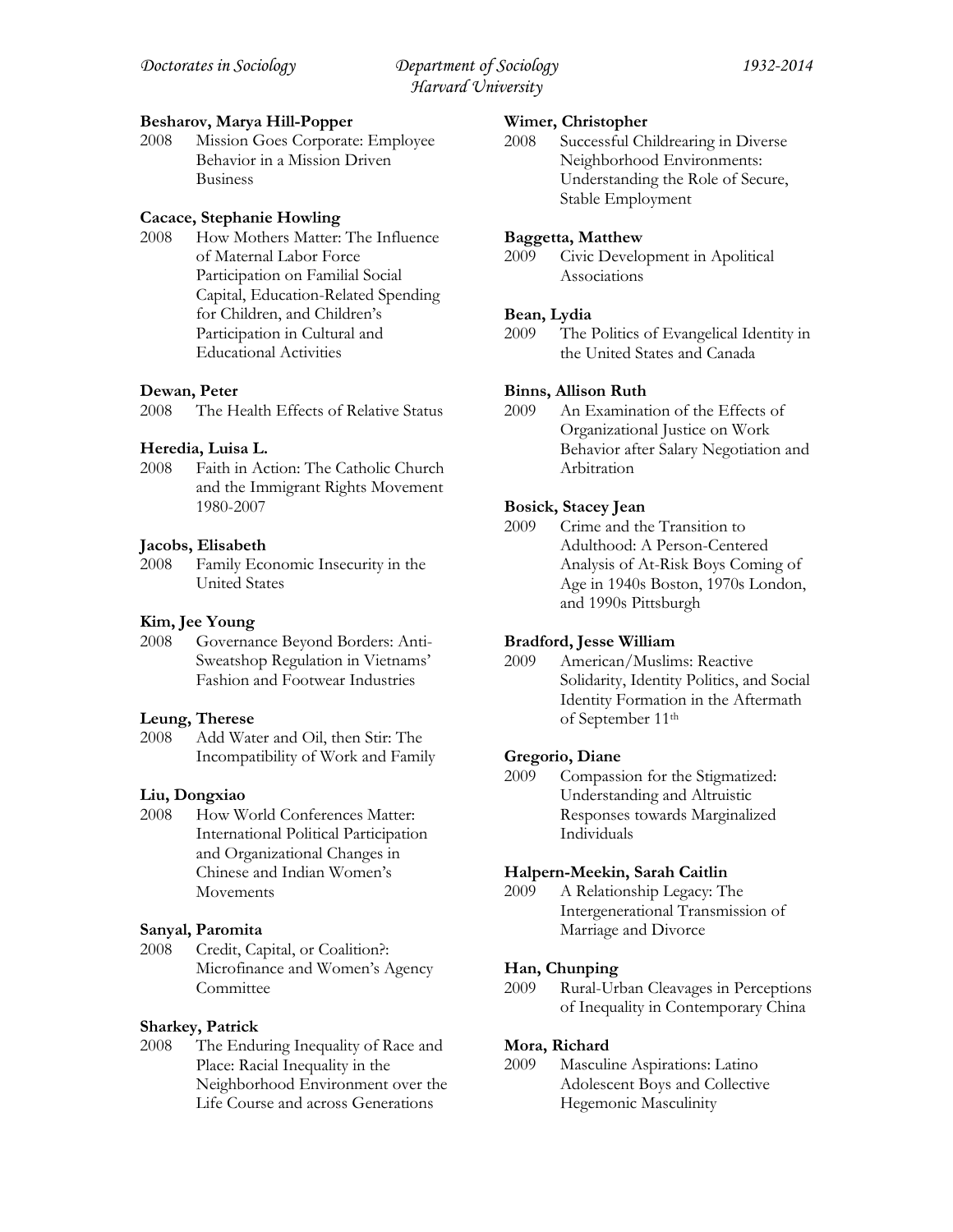**Besharov, Marya Hill-Popper**
2008 Mission Goes Corporate: Employee Behavior in a Mission Driven Business

**Cacace, Stephanie Howling**
2008 How Mothers Matter: The Influence of Maternal Labor Force Participation on Familial Social Capital, Education-Related Spending for Children, and Children's Participation in Cultural and Educational Activities

**Dewan, Peter**
2008 The Health Effects of Relative Status

**Heredia, Luisa L.**
2008 Faith in Action: The Catholic Church and the Immigrant Rights Movement 1980-2007

**Jacobs, Elisabeth**
2008 Family Economic Insecurity in the United States

**Kim, Jee Young**
2008 Governance Beyond Borders: Anti-Sweatshop Regulation in Vietnams' Fashion and Footwear Industries

**Leung, Therese**
2008 Add Water and Oil, then Stir: The Incompatibility of Work and Family

**Liu, Dongxiao**
2008 How World Conferences Matter: International Political Participation and Organizational Changes in Chinese and Indian Women's Movements

**Sanyal, Paromita**
2008 Credit, Capital, or Coalition?: Microfinance and Women's Agency Committee

**Sharkey, Patrick**
2008 The Enduring Inequality of Race and Place: Racial Inequality in the Neighborhood Environment over the Life Course and across Generations

**Wimer, Christopher**
2008 Successful Childrearing in Diverse Neighborhood Environments: Understanding the Role of Secure, Stable Employment

**Baggetta, Matthew**
2009 Civic Development in Apolitical Associations

**Bean, Lydia**
2009 The Politics of Evangelical Identity in the United States and Canada

**Binns, Allison Ruth**
2009 An Examination of the Effects of Organizational Justice on Work Behavior after Salary Negotiation and Arbitration

**Bosick, Stacey Jean**
2009 Crime and the Transition to Adulthood: A Person-Centered Analysis of At-Risk Boys Coming of Age in 1940s Boston, 1970s London, and 1990s Pittsburgh

**Bradford, Jesse William**
2009 American/Muslims: Reactive Solidarity, Identity Politics, and Social Identity Formation in the Aftermath of September 11th

**Gregorio, Diane**
2009 Compassion for the Stigmatized: Understanding and Altruistic Responses towards Marginalized Individuals

**Halpern-Meekin, Sarah Caitlin**
2009 A Relationship Legacy: The Intergenerational Transmission of Marriage and Divorce

**Han, Chunping**
2009 Rural-Urban Cleavages in Perceptions of Inequality in Contemporary China

**Mora, Richard**
2009 Masculine Aspirations: Latino Adolescent Boys and Collective Hegemonic Masculinity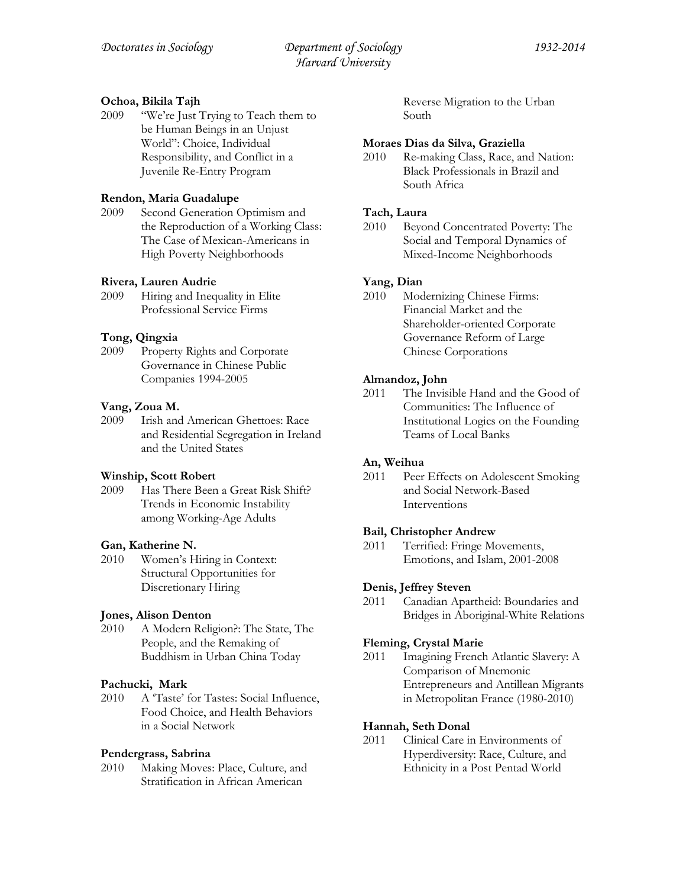**Ochoa, Bikila Tajh**
2009 "We're Just Trying to Teach them to be Human Beings in an Unjust World": Choice, Individual Responsibility, and Conflict in a Juvenile Re-Entry Program

**Rendon, Maria Guadalupe**
2009 Second Generation Optimism and the Reproduction of a Working Class: The Case of Mexican-Americans in High Poverty Neighborhoods

**Rivera, Lauren Audrie**
2009 Hiring and Inequality in Elite Professional Service Firms

**Tong, Qingxia**
2009 Property Rights and Corporate Governance in Chinese Public Companies 1994-2005

**Vang, Zoua M.**
2009 Irish and American Ghettoes: Race and Residential Segregation in Ireland and the United States

**Winship, Scott Robert**
2009 Has There Been a Great Risk Shift? Trends in Economic Instability among Working-Age Adults

**Gan, Katherine N.**
2010 Women's Hiring in Context: Structural Opportunities for Discretionary Hiring

**Jones, Alison Denton**
2010 A Modern Religion?: The State, The People, and the Remaking of Buddhism in Urban China Today

**Pachucki, Mark**
2010 A 'Taste' for Tastes: Social Influence, Food Choice, and Health Behaviors in a Social Network

**Pendergrass, Sabrina**
2010 Making Moves: Place, Culture, and Stratification in African American Reverse Migration to the Urban South

**Moraes Dias da Silva, Graziella**
2010 Re-making Class, Race, and Nation: Black Professionals in Brazil and South Africa

**Tach, Laura**
2010 Beyond Concentrated Poverty: The Social and Temporal Dynamics of Mixed-Income Neighborhoods

**Yang, Dian**
2010 Modernizing Chinese Firms: Financial Market and the Shareholder-oriented Corporate Governance Reform of Large Chinese Corporations

**Almandoz, John**
2011 The Invisible Hand and the Good of Communities: The Influence of Institutional Logics on the Founding Teams of Local Banks

**An, Weihua**
2011 Peer Effects on Adolescent Smoking and Social Network-Based Interventions

**Bail, Christopher Andrew**
2011 Terrified: Fringe Movements, Emotions, and Islam, 2001-2008

**Denis, Jeffrey Steven**
2011 Canadian Apartheid: Boundaries and Bridges in Aboriginal-White Relations

**Fleming, Crystal Marie**
2011 Imagining French Atlantic Slavery: A Comparison of Mnemonic Entrepreneurs and Antillean Migrants in Metropolitan France (1980-2010)

**Hannah, Seth Donal**
2011 Clinical Care in Environments of Hyperdiversity: Race, Culture, and Ethnicity in a Post Pentad World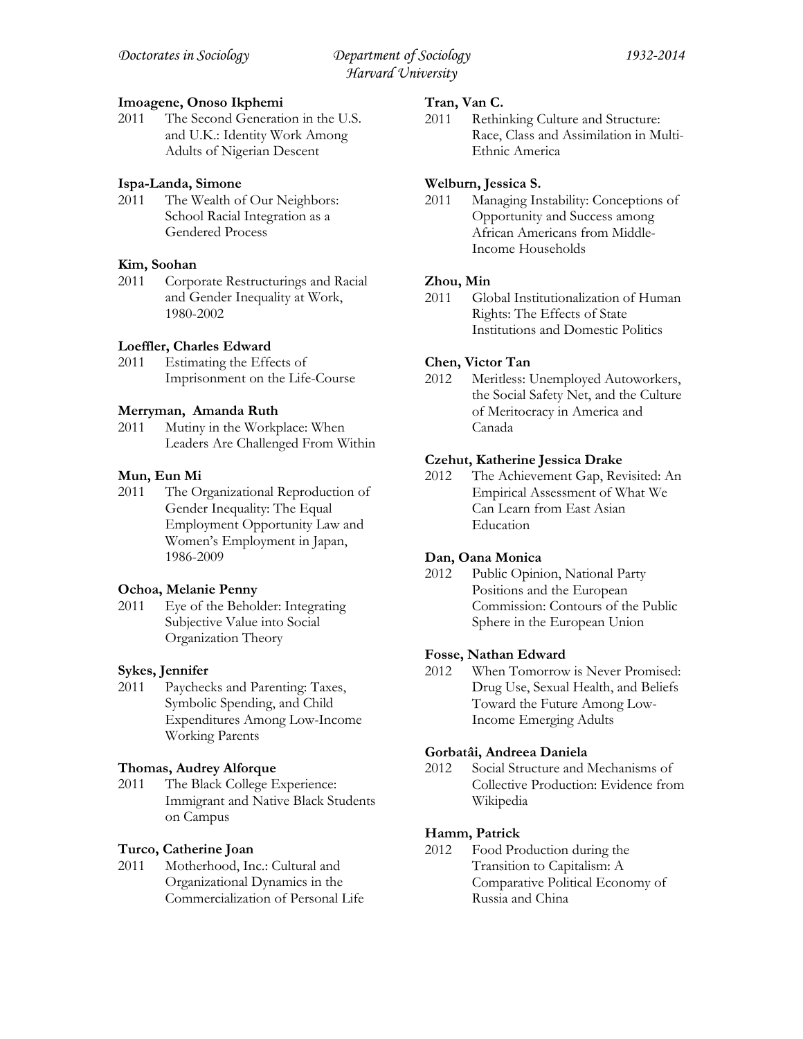**Imoagene, Onoso Ikphemi**
2011 The Second Generation in the U.S. and U.K.: Identity Work Among Adults of Nigerian Descent

**Ispa-Landa, Simone**
2011 The Wealth of Our Neighbors: School Racial Integration as a Gendered Process

**Kim, Soohan**
2011 Corporate Restructurings and Racial and Gender Inequality at Work, 1980-2002

**Loeffler, Charles Edward**
2011 Estimating the Effects of Imprisonment on the Life-Course

**Merryman, Amanda Ruth**
2011 Mutiny in the Workplace: When Leaders Are Challenged From Within

**Mun, Eun Mi**
2011 The Organizational Reproduction of Gender Inequality: The Equal Employment Opportunity Law and Women's Employment in Japan, 1986-2009

**Ochoa, Melanie Penny**
2011 Eye of the Beholder: Integrating Subjective Value into Social Organization Theory

**Sykes, Jennifer**
2011 Paychecks and Parenting: Taxes, Symbolic Spending, and Child Expenditures Among Low-Income Working Parents

**Thomas, Audrey Alforque**
2011 The Black College Experience: Immigrant and Native Black Students on Campus

**Turco, Catherine Joan**
2011 Motherhood, Inc.: Cultural and Organizational Dynamics in the Commercialization of Personal Life

**Tran, Van C.**
2011 Rethinking Culture and Structure: Race, Class and Assimilation in Multi-Ethnic America

**Welburn, Jessica S.**
2011 Managing Instability: Conceptions of Opportunity and Success among African Americans from Middle-Income Households

**Zhou, Min**
2011 Global Institutionalization of Human Rights: The Effects of State Institutions and Domestic Politics

**Chen, Victor Tan**
2012 Meritless: Unemployed Autoworkers, the Social Safety Net, and the Culture of Meritocracy in America and Canada

**Czehut, Katherine Jessica Drake**
2012 The Achievement Gap, Revisited: An Empirical Assessment of What We Can Learn from East Asian Education

**Dan, Oana Monica**
2012 Public Opinion, National Party Positions and the European Commission: Contours of the Public Sphere in the European Union

**Fosse, Nathan Edward**
2012 When Tomorrow is Never Promised: Drug Use, Sexual Health, and Beliefs Toward the Future Among Low-Income Emerging Adults

**Gorbatâi, Andreea Daniela**
2012 Social Structure and Mechanisms of Collective Production: Evidence from Wikipedia

**Hamm, Patrick**
2012 Food Production during the Transition to Capitalism: A Comparative Political Economy of Russia and China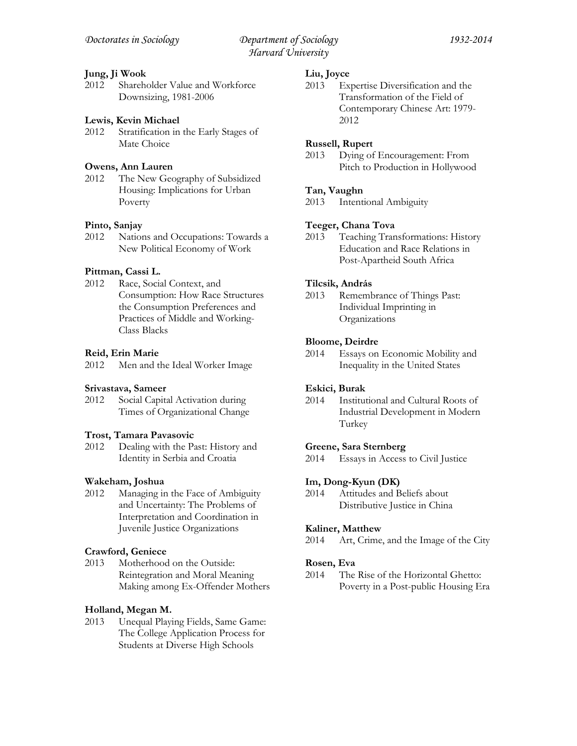**Jung, Ji Wook**
2012 Shareholder Value and Workforce Downsizing, 1981-2006

**Lewis, Kevin Michael**
2012 Stratification in the Early Stages of Mate Choice

**Owens, Ann Lauren**
2012 The New Geography of Subsidized Housing: Implications for Urban Poverty

**Pinto, Sanjay**
2012 Nations and Occupations: Towards a New Political Economy of Work

**Pittman, Cassi L.**
2012 Race, Social Context, and Consumption: How Race Structures the Consumption Preferences and Practices of Middle and Working-Class Blacks

**Reid, Erin Marie**
2012 Men and the Ideal Worker Image

**Srivastava, Sameer**
2012 Social Capital Activation during Times of Organizational Change

**Trost, Tamara Pavasovic**
2012 Dealing with the Past: History and Identity in Serbia and Croatia

**Wakeham, Joshua**
2012 Managing in the Face of Ambiguity and Uncertainty: The Problems of Interpretation and Coordination in Juvenile Justice Organizations

**Crawford, Geniece**
2013 Motherhood on the Outside: Reintegration and Moral Meaning Making among Ex-Offender Mothers

**Holland, Megan M.**
2013 Unequal Playing Fields, Same Game: The College Application Process for Students at Diverse High Schools

**Liu, Joyce**
2013 Expertise Diversification and the Transformation of the Field of Contemporary Chinese Art: 1979-2012

**Russell, Rupert**
2013 Dying of Encouragement: From Pitch to Production in Hollywood

**Tan, Vaughn**
2013 Intentional Ambiguity

**Teeger, Chana Tova**
2013 Teaching Transformations: History Education and Race Relations in Post-Apartheid South Africa

**Tilcsik, András**
2013 Remembrance of Things Past: Individual Imprinting in Organizations

**Bloome, Deirdre**
2014 Essays on Economic Mobility and Inequality in the United States

**Eskici, Burak**
2014 Institutional and Cultural Roots of Industrial Development in Modern Turkey

**Greene, Sara Sternberg**
2014 Essays in Access to Civil Justice

**Im, Dong-Kyun (DK)**
2014 Attitudes and Beliefs about Distributive Justice in China

**Kaliner, Matthew**
2014 Art, Crime, and the Image of the City

**Rosen, Eva**
2014 The Rise of the Horizontal Ghetto: Poverty in a Post-public Housing Era